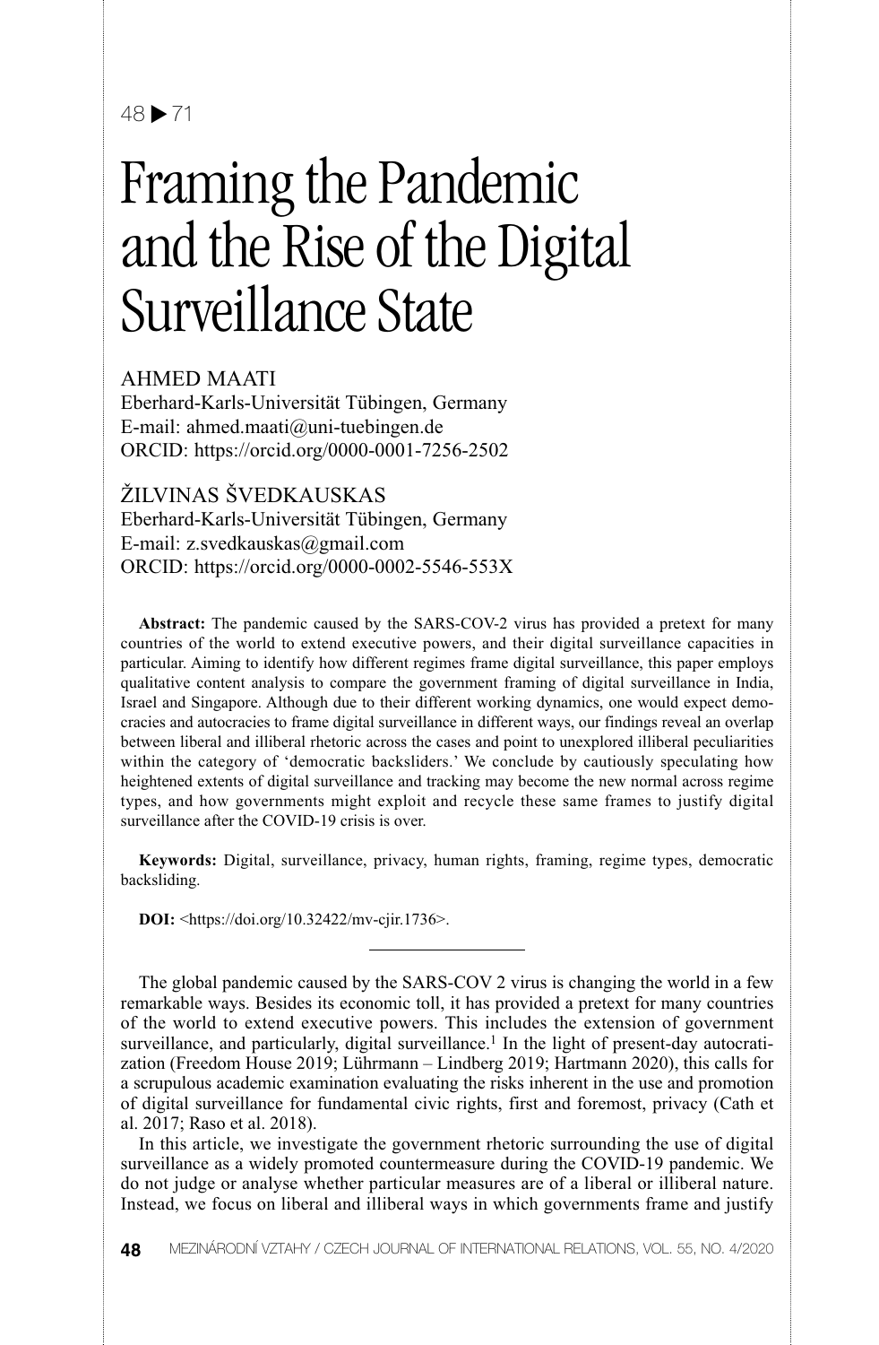# Framing the Pandemic and the Rise of the Digital Surveillance State

AHMED MAATI
Eberhard-Karls-Universität Tübingen, Germany
E-mail: ahmed.maati@uni-tuebingen.de
ORCID: https://orcid.org/0000-0001-7256-2502

ŽILVINAS ŠVEDKAUSKAS
Eberhard-Karls-Universität Tübingen, Germany
E-mail: z.svedkauskas@gmail.com
ORCID: https://orcid.org/0000-0002-5546-553X

**Abstract:** The pandemic caused by the SARS-COV-2 virus has provided a pretext for many countries of the world to extend executive powers, and their digital surveillance capacities in particular. Aiming to identify how different regimes frame digital surveillance, this paper employs qualitative content analysis to compare the government framing of digital surveillance in India, Israel and Singapore. Although due to their different working dynamics, one would expect democracies and autocracies to frame digital surveillance in different ways, our findings reveal an overlap between liberal and illiberal rhetoric across the cases and point to unexplored illiberal peculiarities within the category of 'democratic backsliders.' We conclude by cautiously speculating how heightened extents of digital surveillance and tracking may become the new normal across regime types, and how governments might exploit and recycle these same frames to justify digital surveillance after the COVID-19 crisis is over.

**Keywords:** Digital, surveillance, privacy, human rights, framing, regime types, democratic backsliding.

**DOI:** <https://doi.org/10.32422/mv-cjir.1736>.

---

The global pandemic caused by the SARS-COV 2 virus is changing the world in a few remarkable ways. Besides its economic toll, it has provided a pretext for many countries of the world to extend executive powers. This includes the extension of government surveillance, and particularly, digital surveillance.[1] In the light of present-day autocratization (Freedom House 2019; Lührmann – Lindberg 2019; Hartmann 2020), this calls for a scrupulous academic examination evaluating the risks inherent in the use and promotion of digital surveillance for fundamental civic rights, first and foremost, privacy (Cath et al. 2017; Raso et al. 2018).

In this article, we investigate the government rhetoric surrounding the use of digital surveillance as a widely promoted countermeasure during the COVID-19 pandemic. We do not judge or analyse whether particular measures are of a liberal or illiberal nature. Instead, we focus on liberal and illiberal ways in which governments frame and justify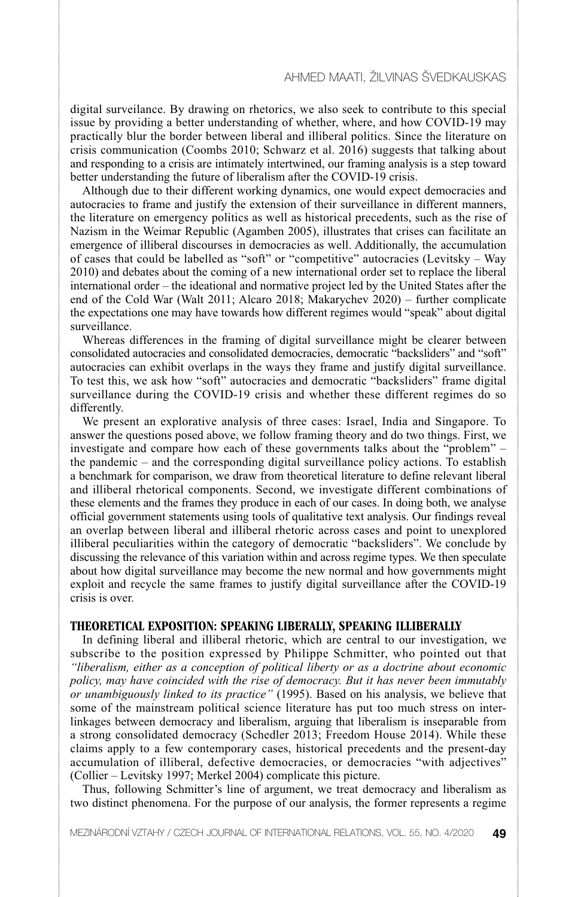digital surveilance. By drawing on rhetorics, we also seek to contribute to this special issue by providing a better understanding of whether, where, and how COVID-19 may practically blur the border between liberal and illiberal politics. Since the literature on crisis communication (Coombs 2010; Schwarz et al. 2016) suggests that talking about and responding to a crisis are intimately intertwined, our framing analysis is a step toward better understanding the future of liberalism after the COVID-19 crisis.

Although due to their different working dynamics, one would expect democracies and autocracies to frame and justify the extension of their surveillance in different manners, the literature on emergency politics as well as historical precedents, such as the rise of Nazism in the Weimar Republic (Agamben 2005), illustrates that crises can facilitate an emergence of illiberal discourses in democracies as well. Additionally, the accumulation of cases that could be labelled as "soft" or "competitive" autocracies (Levitsky – Way 2010) and debates about the coming of a new international order set to replace the liberal international order – the ideational and normative project led by the United States after the end of the Cold War (Walt 2011; Alcaro 2018; Makarychev 2020) – further complicate the expectations one may have towards how different regimes would "speak" about digital surveillance.

Whereas differences in the framing of digital surveillance might be clearer between consolidated autocracies and consolidated democracies, democratic "backsliders" and "soft" autocracies can exhibit overlaps in the ways they frame and justify digital surveillance. To test this, we ask how "soft" autocracies and democratic "backsliders" frame digital surveillance during the COVID-19 crisis and whether these different regimes do so differently.

We present an explorative analysis of three cases: Israel, India and Singapore. To answer the questions posed above, we follow framing theory and do two things. First, we investigate and compare how each of these governments talks about the "problem" – the pandemic – and the corresponding digital surveillance policy actions. To establish a benchmark for comparison, we draw from theoretical literature to define relevant liberal and illiberal rhetorical components. Second, we investigate different combinations of these elements and the frames they produce in each of our cases. In doing both, we analyse official government statements using tools of qualitative text analysis. Our findings reveal an overlap between liberal and illiberal rhetoric across cases and point to unexplored illiberal peculiarities within the category of democratic "backsliders". We conclude by discussing the relevance of this variation within and across regime types. We then speculate about how digital surveillance may become the new normal and how governments might exploit and recycle the same frames to justify digital surveillance after the COVID-19 crisis is over.

## THEORETICAL EXPOSITION: SPEAKING LIBERALLY, SPEAKING ILLIBERALLY

In defining liberal and illiberal rhetoric, which are central to our investigation, we subscribe to the position expressed by Philippe Schmitter, who pointed out that *"liberalism, either as a conception of political liberty or as a doctrine about economic policy, may have coincided with the rise of democracy. But it has never been immutably or unambiguously linked to its practice"* (1995). Based on his analysis, we believe that some of the mainstream political science literature has put too much stress on inter-linkages between democracy and liberalism, arguing that liberalism is inseparable from a strong consolidated democracy (Schedler 2013; Freedom House 2014). While these claims apply to a few contemporary cases, historical precedents and the present-day accumulation of illiberal, defective democracies, or democracies "with adjectives" (Collier – Levitsky 1997; Merkel 2004) complicate this picture.

Thus, following Schmitter's line of argument, we treat democracy and liberalism as two distinct phenomena. For the purpose of our analysis, the former represents a regime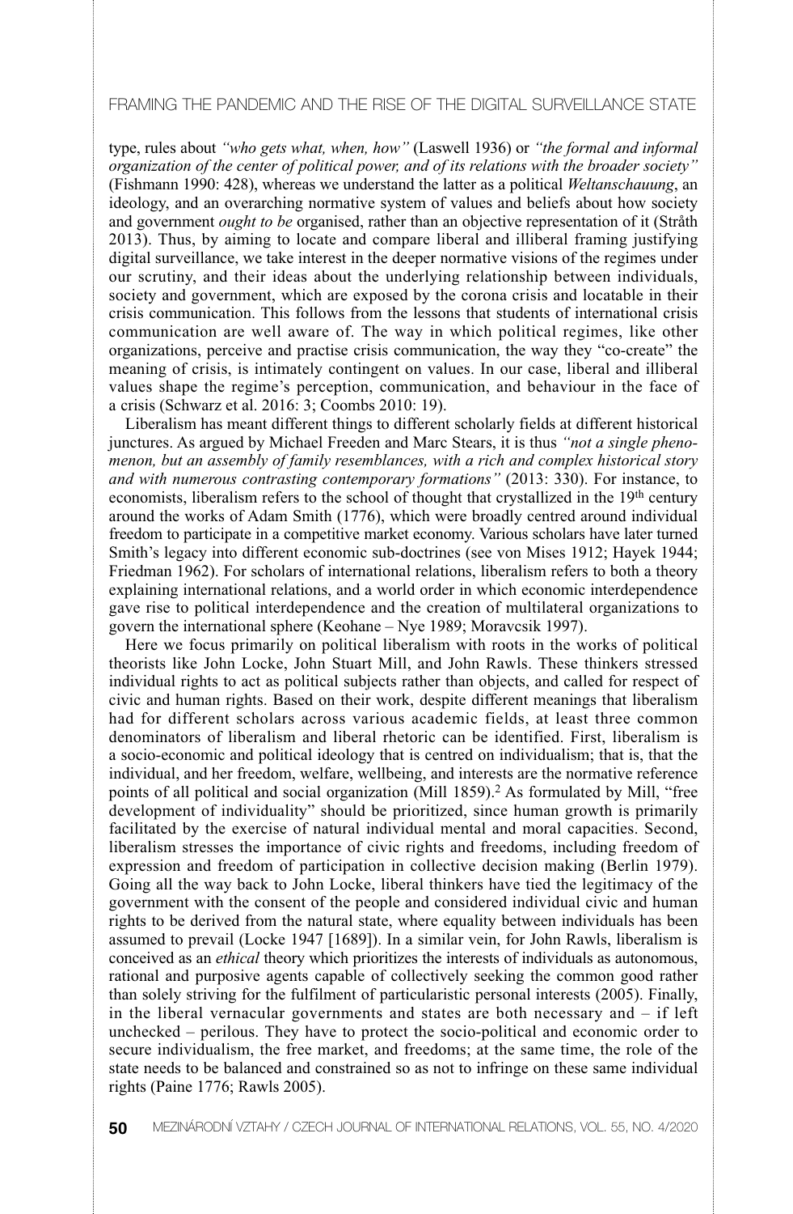type, rules about *"who gets what, when, how"* (Laswell 1936) or *"the formal and informal organization of the center of political power, and of its relations with the broader society"* (Fishmann 1990: 428), whereas we understand the latter as a political *Weltanschauung*, an ideology, and an overarching normative system of values and beliefs about how society and government *ought to be* organised, rather than an objective representation of it (Stråth 2013). Thus, by aiming to locate and compare liberal and illiberal framing justifying digital surveillance, we take interest in the deeper normative visions of the regimes under our scrutiny, and their ideas about the underlying relationship between individuals, society and government, which are exposed by the corona crisis and locatable in their crisis communication. This follows from the lessons that students of international crisis communication are well aware of. The way in which political regimes, like other organizations, perceive and practise crisis communication, the way they "co-create" the meaning of crisis, is intimately contingent on values. In our case, liberal and illiberal values shape the regime's perception, communication, and behaviour in the face of a crisis (Schwarz et al. 2016: 3; Coombs 2010: 19).

Liberalism has meant different things to different scholarly fields at different historical junctures. As argued by Michael Freeden and Marc Stears, it is thus *"not a single phenomenon, but an assembly of family resemblances, with a rich and complex historical story and with numerous contrasting contemporary formations"* (2013: 330). For instance, to economists, liberalism refers to the school of thought that crystallized in the 19th century around the works of Adam Smith (1776), which were broadly centred around individual freedom to participate in a competitive market economy. Various scholars have later turned Smith's legacy into different economic sub-doctrines (see von Mises 1912; Hayek 1944; Friedman 1962). For scholars of international relations, liberalism refers to both a theory explaining international relations, and a world order in which economic interdependence gave rise to political interdependence and the creation of multilateral organizations to govern the international sphere (Keohane – Nye 1989; Moravcsik 1997).

Here we focus primarily on political liberalism with roots in the works of political theorists like John Locke, John Stuart Mill, and John Rawls. These thinkers stressed individual rights to act as political subjects rather than objects, and called for respect of civic and human rights. Based on their work, despite different meanings that liberalism had for different scholars across various academic fields, at least three common denominators of liberalism and liberal rhetoric can be identified. First, liberalism is a socio-economic and political ideology that is centred on individualism; that is, that the individual, and her freedom, welfare, wellbeing, and interests are the normative reference points of all political and social organization (Mill 1859).[2] As formulated by Mill, "free development of individuality" should be prioritized, since human growth is primarily facilitated by the exercise of natural individual mental and moral capacities. Second, liberalism stresses the importance of civic rights and freedoms, including freedom of expression and freedom of participation in collective decision making (Berlin 1979). Going all the way back to John Locke, liberal thinkers have tied the legitimacy of the government with the consent of the people and considered individual civic and human rights to be derived from the natural state, where equality between individuals has been assumed to prevail (Locke 1947 [1689]). In a similar vein, for John Rawls, liberalism is conceived as an *ethical* theory which prioritizes the interests of individuals as autonomous, rational and purposive agents capable of collectively seeking the common good rather than solely striving for the fulfilment of particularistic personal interests (2005). Finally, in the liberal vernacular governments and states are both necessary and – if left unchecked – perilous. They have to protect the socio-political and economic order to secure individualism, the free market, and freedoms; at the same time, the role of the state needs to be balanced and constrained so as not to infringe on these same individual rights (Paine 1776; Rawls 2005).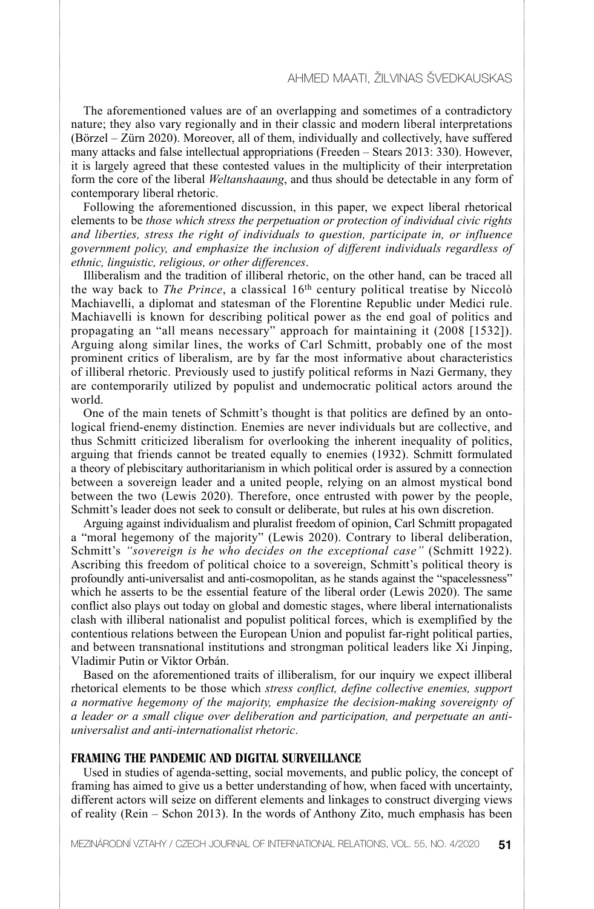The aforementioned values are of an overlapping and sometimes of a contradictory nature; they also vary regionally and in their classic and modern liberal interpretations (Börzel – Zürn 2020). Moreover, all of them, individually and collectively, have suffered many attacks and false intellectual appropriations (Freeden – Stears 2013: 330). However, it is largely agreed that these contested values in the multiplicity of their interpretation form the core of the liberal *Weltanshaaung*, and thus should be detectable in any form of contemporary liberal rhetoric.

Following the aforementioned discussion, in this paper, we expect liberal rhetorical elements to be *those which stress the perpetuation or protection of individual civic rights and liberties, stress the right of individuals to question, participate in, or influence government policy, and emphasize the inclusion of different individuals regardless of ethnic, linguistic, religious, or other differences*.

Illiberalism and the tradition of illiberal rhetoric, on the other hand, can be traced all the way back to *The Prince*, a classical 16th century political treatise by Niccolò Machiavelli, a diplomat and statesman of the Florentine Republic under Medici rule. Machiavelli is known for describing political power as the end goal of politics and propagating an "all means necessary" approach for maintaining it (2008 [1532]). Arguing along similar lines, the works of Carl Schmitt, probably one of the most prominent critics of liberalism, are by far the most informative about characteristics of illiberal rhetoric. Previously used to justify political reforms in Nazi Germany, they are contemporarily utilized by populist and undemocratic political actors around the world.

One of the main tenets of Schmitt's thought is that politics are defined by an ontological friend-enemy distinction. Enemies are never individuals but are collective, and thus Schmitt criticized liberalism for overlooking the inherent inequality of politics, arguing that friends cannot be treated equally to enemies (1932). Schmitt formulated a theory of plebiscitary authoritarianism in which political order is assured by a connection between a sovereign leader and a united people, relying on an almost mystical bond between the two (Lewis 2020). Therefore, once entrusted with power by the people, Schmitt's leader does not seek to consult or deliberate, but rules at his own discretion.

Arguing against individualism and pluralist freedom of opinion, Carl Schmitt propagated a "moral hegemony of the majority" (Lewis 2020). Contrary to liberal deliberation, Schmitt's *"sovereign is he who decides on the exceptional case"* (Schmitt 1922). Ascribing this freedom of political choice to a sovereign, Schmitt's political theory is profoundly anti-universalist and anti-cosmopolitan, as he stands against the "spacelessness" which he asserts to be the essential feature of the liberal order (Lewis 2020). The same conflict also plays out today on global and domestic stages, where liberal internationalists clash with illiberal nationalist and populist political forces, which is exemplified by the contentious relations between the European Union and populist far-right political parties, and between transnational institutions and strongman political leaders like Xi Jinping, Vladimir Putin or Viktor Orbán.

Based on the aforementioned traits of illiberalism, for our inquiry we expect illiberal rhetorical elements to be those which *stress conflict, define collective enemies, support a normative hegemony of the majority, emphasize the decision-making sovereignty of a leader or a small clique over deliberation and participation, and perpetuate an anti-universalist and anti-internationalist rhetoric*.

## FRAMING THE PANDEMIC AND DIGITAL SURVEILLANCE

Used in studies of agenda-setting, social movements, and public policy, the concept of framing has aimed to give us a better understanding of how, when faced with uncertainty, different actors will seize on different elements and linkages to construct diverging views of reality (Rein – Schon 2013). In the words of Anthony Zito, much emphasis has been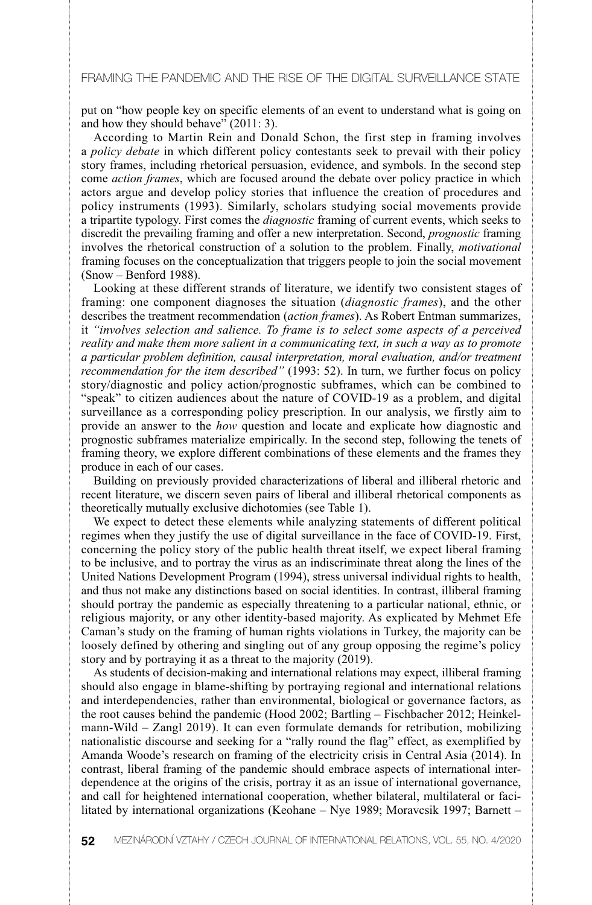put on "how people key on specific elements of an event to understand what is going on and how they should behave" (2011: 3).

According to Martin Rein and Donald Schon, the first step in framing involves a *policy debate* in which different policy contestants seek to prevail with their policy story frames, including rhetorical persuasion, evidence, and symbols. In the second step come *action frames*, which are focused around the debate over policy practice in which actors argue and develop policy stories that influence the creation of procedures and policy instruments (1993). Similarly, scholars studying social movements provide a tripartite typology. First comes the *diagnostic* framing of current events, which seeks to discredit the prevailing framing and offer a new interpretation. Second, *prognostic* framing involves the rhetorical construction of a solution to the problem. Finally, *motivational* framing focuses on the conceptualization that triggers people to join the social movement (Snow – Benford 1988).

Looking at these different strands of literature, we identify two consistent stages of framing: one component diagnoses the situation (*diagnostic frames*), and the other describes the treatment recommendation (*action frames*). As Robert Entman summarizes, it *"involves selection and salience. To frame is to select some aspects of a perceived reality and make them more salient in a communicating text, in such a way as to promote a particular problem definition, causal interpretation, moral evaluation, and/or treatment recommendation for the item described"* (1993: 52). In turn, we further focus on policy story/diagnostic and policy action/prognostic subframes, which can be combined to "speak" to citizen audiences about the nature of COVID-19 as a problem, and digital surveillance as a corresponding policy prescription. In our analysis, we firstly aim to provide an answer to the *how* question and locate and explicate how diagnostic and prognostic subframes materialize empirically. In the second step, following the tenets of framing theory, we explore different combinations of these elements and the frames they produce in each of our cases.

Building on previously provided characterizations of liberal and illiberal rhetoric and recent literature, we discern seven pairs of liberal and illiberal rhetorical components as theoretically mutually exclusive dichotomies (see Table 1).

We expect to detect these elements while analyzing statements of different political regimes when they justify the use of digital surveillance in the face of COVID-19. First, concerning the policy story of the public health threat itself, we expect liberal framing to be inclusive, and to portray the virus as an indiscriminate threat along the lines of the United Nations Development Program (1994), stress universal individual rights to health, and thus not make any distinctions based on social identities. In contrast, illiberal framing should portray the pandemic as especially threatening to a particular national, ethnic, or religious majority, or any other identity-based majority. As explicated by Mehmet Efe Caman's study on the framing of human rights violations in Turkey, the majority can be loosely defined by othering and singling out of any group opposing the regime's policy story and by portraying it as a threat to the majority (2019).

As students of decision-making and international relations may expect, illiberal framing should also engage in blame-shifting by portraying regional and international relations and interdependencies, rather than environmental, biological or governance factors, as the root causes behind the pandemic (Hood 2002; Bartling – Fischbacher 2012; Heinkelmann-Wild – Zangl 2019). It can even formulate demands for retribution, mobilizing nationalistic discourse and seeking for a "rally round the flag" effect, as exemplified by Amanda Woode's research on framing of the electricity crisis in Central Asia (2014). In contrast, liberal framing of the pandemic should embrace aspects of international interdependence at the origins of the crisis, portray it as an issue of international governance, and call for heightened international cooperation, whether bilateral, multilateral or facilitated by international organizations (Keohane – Nye 1989; Moravcsik 1997; Barnett –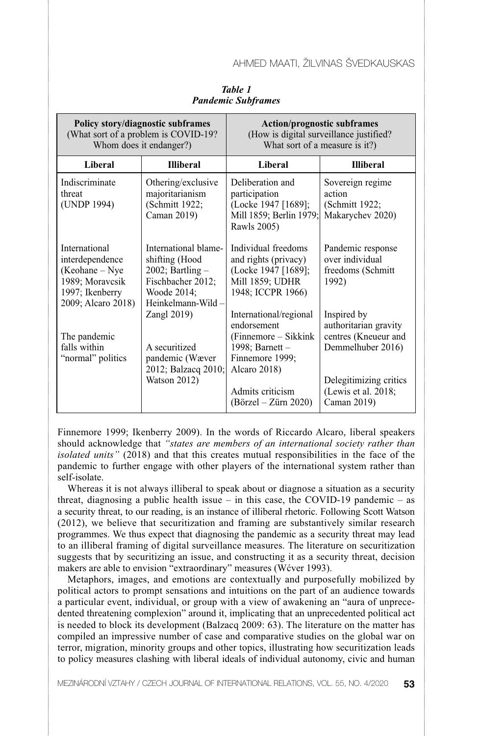*Table 1*
***Pandemic Subframes***

| Policy story/diagnostic subframes (What sort of a problem is COVID-19? Whom does it endanger?) | | Action/prognostic subframes (How is digital surveillance justified? What sort of a measure is it?) | |
|---|---|---|---|
| **Liberal** | **Illiberal** | **Liberal** | **Illiberal** |
| Indiscriminate threat (UNDP 1994) | Othering/exclusive majoritarianism (Schmitt 1922; Caman 2019) | Deliberation and participation (Locke 1947 [1689]; Mill 1859; Berlin 1979; Rawls 2005) | Sovereign regime action (Schmitt 1922; Makarychev 2020) |
| International interdependence (Keohane – Nye 1989; Moravcsik 1997; Ikenberry 2009; Alcaro 2018) | International blame-shifting (Hood 2002; Bartling – Fischbacher 2012; Woode 2014; Heinkelmann-Wild – Zangl 2019) | Individual freedoms and rights (privacy) (Locke 1947 [1689]; Mill 1859; UDHR 1948; ICCPR 1966) | Pandemic response over individual freedoms (Schmitt 1992) |
| The pandemic falls within "normal" politics | A securitized pandemic (Wæver 2012; Balzacq 2010; Watson 2012) | International/regional endorsement (Finnemore – Sikkink 1998; Barnett – Finnemore 1999; Alcaro 2018) | Inspired by authoritarian gravity centres (Kneueur and Demmelhuber 2016) |
| | | Admits criticism (Börzel – Zürn 2020) | Delegitimizing critics (Lewis et al. 2018; Caman 2019) |

Finnemore 1999; Ikenberry 2009). In the words of Riccardo Alcaro, liberal speakers should acknowledge that *"states are members of an international society rather than isolated units"* (2018) and that this creates mutual responsibilities in the face of the pandemic to further engage with other players of the international system rather than self-isolate.

Whereas it is not always illiberal to speak about or diagnose a situation as a security threat, diagnosing a public health issue – in this case, the COVID-19 pandemic – as a security threat, to our reading, is an instance of illiberal rhetoric. Following Scott Watson (2012), we believe that securitization and framing are substantively similar research programmes. We thus expect that diagnosing the pandemic as a security threat may lead to an illiberal framing of digital surveillance measures. The literature on securitization suggests that by securitizing an issue, and constructing it as a security threat, decision makers are able to envision "extraordinary" measures (Wćver 1993).

Metaphors, images, and emotions are contextually and purposefully mobilized by political actors to prompt sensations and intuitions on the part of an audience towards a particular event, individual, or group with a view of awakening an "aura of unprecedented threatening complexion" around it, implicating that an unprecedented political act is needed to block its development (Balzacq 2009: 63). The literature on the matter has compiled an impressive number of case and comparative studies on the global war on terror, migration, minority groups and other topics, illustrating how securitization leads to policy measures clashing with liberal ideals of individual autonomy, civic and human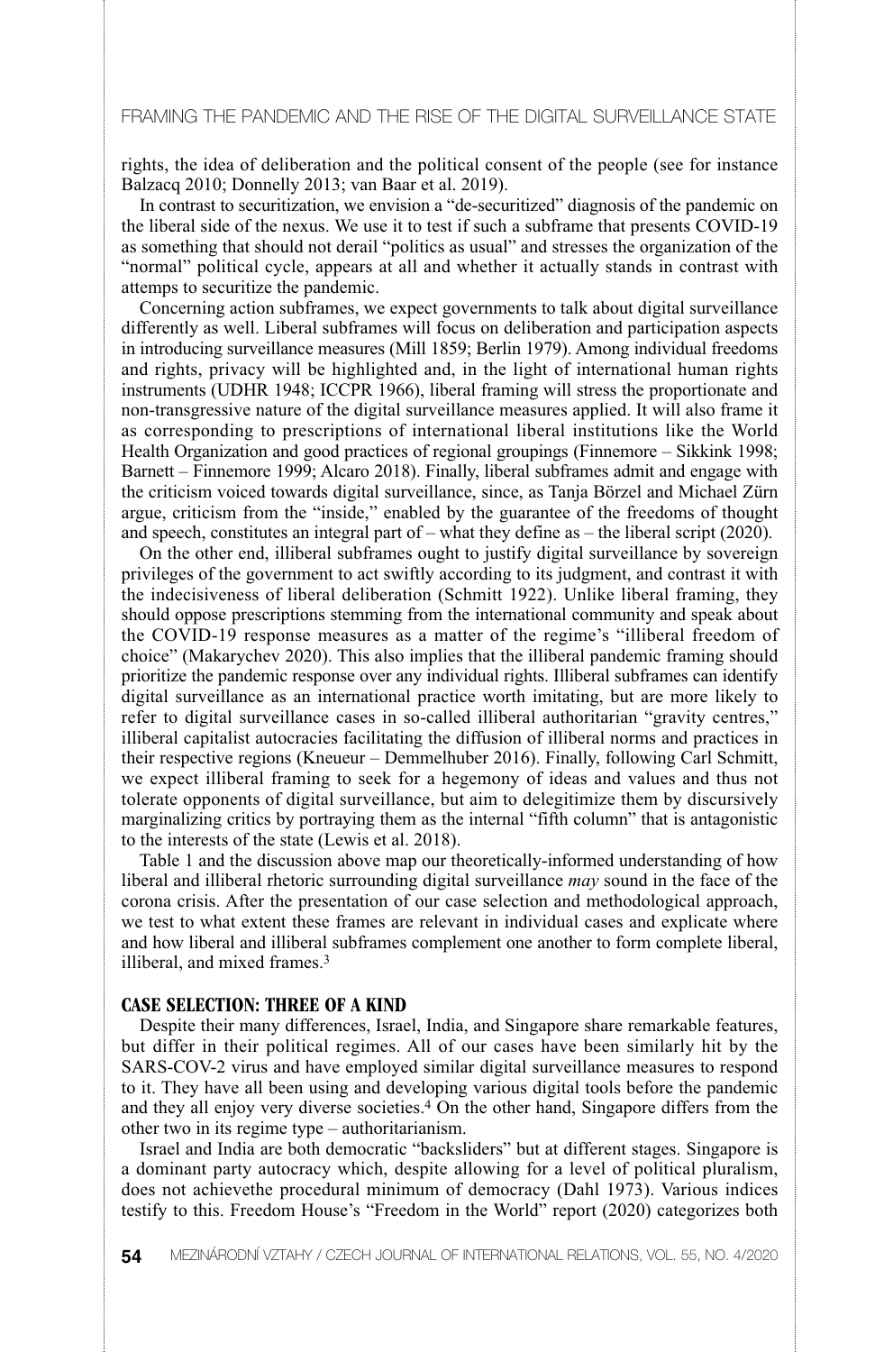rights, the idea of deliberation and the political consent of the people (see for instance Balzacq 2010; Donnelly 2013; van Baar et al. 2019).

In contrast to securitization, we envision a "de-securitized" diagnosis of the pandemic on the liberal side of the nexus. We use it to test if such a subframe that presents COVID-19 as something that should not derail "politics as usual" and stresses the organization of the "normal" political cycle, appears at all and whether it actually stands in contrast with attemps to securitize the pandemic.

Concerning action subframes, we expect governments to talk about digital surveillance differently as well. Liberal subframes will focus on deliberation and participation aspects in introducing surveillance measures (Mill 1859; Berlin 1979). Among individual freedoms and rights, privacy will be highlighted and, in the light of international human rights instruments (UDHR 1948; ICCPR 1966), liberal framing will stress the proportionate and non-transgressive nature of the digital surveillance measures applied. It will also frame it as corresponding to prescriptions of international liberal institutions like the World Health Organization and good practices of regional groupings (Finnemore – Sikkink 1998; Barnett – Finnemore 1999; Alcaro 2018). Finally, liberal subframes admit and engage with the criticism voiced towards digital surveillance, since, as Tanja Börzel and Michael Zürn argue, criticism from the "inside," enabled by the guarantee of the freedoms of thought and speech, constitutes an integral part of – what they define as – the liberal script (2020).

On the other end, illiberal subframes ought to justify digital surveillance by sovereign privileges of the government to act swiftly according to its judgment, and contrast it with the indecisiveness of liberal deliberation (Schmitt 1922). Unlike liberal framing, they should oppose prescriptions stemming from the international community and speak about the COVID-19 response measures as a matter of the regime's "illiberal freedom of choice" (Makarychev 2020). This also implies that the illiberal pandemic framing should prioritize the pandemic response over any individual rights. Illiberal subframes can identify digital surveillance as an international practice worth imitating, but are more likely to refer to digital surveillance cases in so-called illiberal authoritarian "gravity centres," illiberal capitalist autocracies facilitating the diffusion of illiberal norms and practices in their respective regions (Kneueur – Demmelhuber 2016). Finally, following Carl Schmitt, we expect illiberal framing to seek for a hegemony of ideas and values and thus not tolerate opponents of digital surveillance, but aim to delegitimize them by discursively marginalizing critics by portraying them as the internal "fifth column" that is antagonistic to the interests of the state (Lewis et al. 2018).

Table 1 and the discussion above map our theoretically-informed understanding of how liberal and illiberal rhetoric surrounding digital surveillance *may* sound in the face of the corona crisis. After the presentation of our case selection and methodological approach, we test to what extent these frames are relevant in individual cases and explicate where and how liberal and illiberal subframes complement one another to form complete liberal, illiberal, and mixed frames.[3]

## CASE SELECTION: THREE OF A KIND

Despite their many differences, Israel, India, and Singapore share remarkable features, but differ in their political regimes. All of our cases have been similarly hit by the SARS-COV-2 virus and have employed similar digital surveillance measures to respond to it. They have all been using and developing various digital tools before the pandemic and they all enjoy very diverse societies.[4] On the other hand, Singapore differs from the other two in its regime type – authoritarianism.

Israel and India are both democratic "backsliders" but at different stages. Singapore is a dominant party autocracy which, despite allowing for a level of political pluralism, does not achievethe procedural minimum of democracy (Dahl 1973). Various indices testify to this. Freedom House's "Freedom in the World" report (2020) categorizes both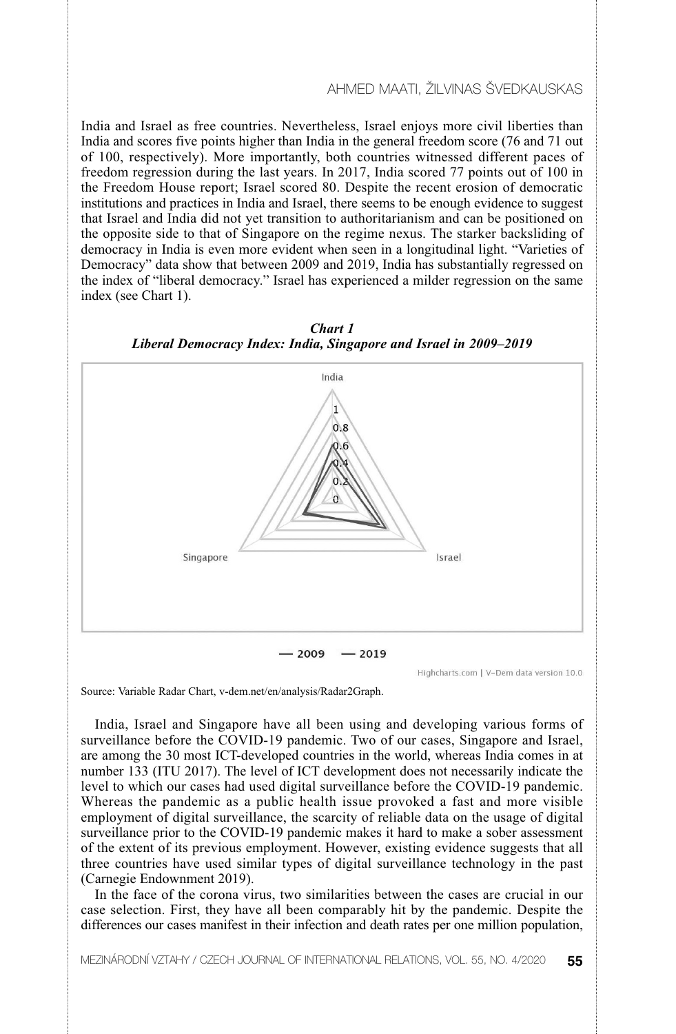India and Israel as free countries. Nevertheless, Israel enjoys more civil liberties than India and scores five points higher than India in the general freedom score (76 and 71 out of 100, respectively). More importantly, both countries witnessed different paces of freedom regression during the last years. In 2017, India scored 77 points out of 100 in the Freedom House report; Israel scored 80. Despite the recent erosion of democratic institutions and practices in India and Israel, there seems to be enough evidence to suggest that Israel and India did not yet transition to authoritarianism and can be positioned on the opposite side to that of Singapore on the regime nexus. The starker backsliding of democracy in India is even more evident when seen in a longitudinal light. "Varieties of Democracy" data show that between 2009 and 2019, India has substantially regressed on the index of "liberal democracy." Israel has experienced a milder regression on the same index (see Chart 1).

***Chart 1***
***Liberal Democracy Index: India, Singapore and Israel in 2009–2019***

India

1
0.8
0.6
0.4
0.2
0

Singapore Israel

— 2009 — 2019

Highcharts.com | V-Dem data version 10.0

Source: Variable Radar Chart, v-dem.net/en/analysis/Radar2Graph.

India, Israel and Singapore have all been using and developing various forms of surveillance before the COVID-19 pandemic. Two of our cases, Singapore and Israel, are among the 30 most ICT-developed countries in the world, whereas India comes in at number 133 (ITU 2017). The level of ICT development does not necessarily indicate the level to which our cases had used digital surveillance before the COVID-19 pandemic. Whereas the pandemic as a public health issue provoked a fast and more visible employment of digital surveillance, the scarcity of reliable data on the usage of digital surveillance prior to the COVID-19 pandemic makes it hard to make a sober assessment of the extent of its previous employment. However, existing evidence suggests that all three countries have used similar types of digital surveillance technology in the past (Carnegie Endownment 2019).

In the face of the corona virus, two similarities between the cases are crucial in our case selection. First, they have all been comparably hit by the pandemic. Despite the differences our cases manifest in their infection and death rates per one million population,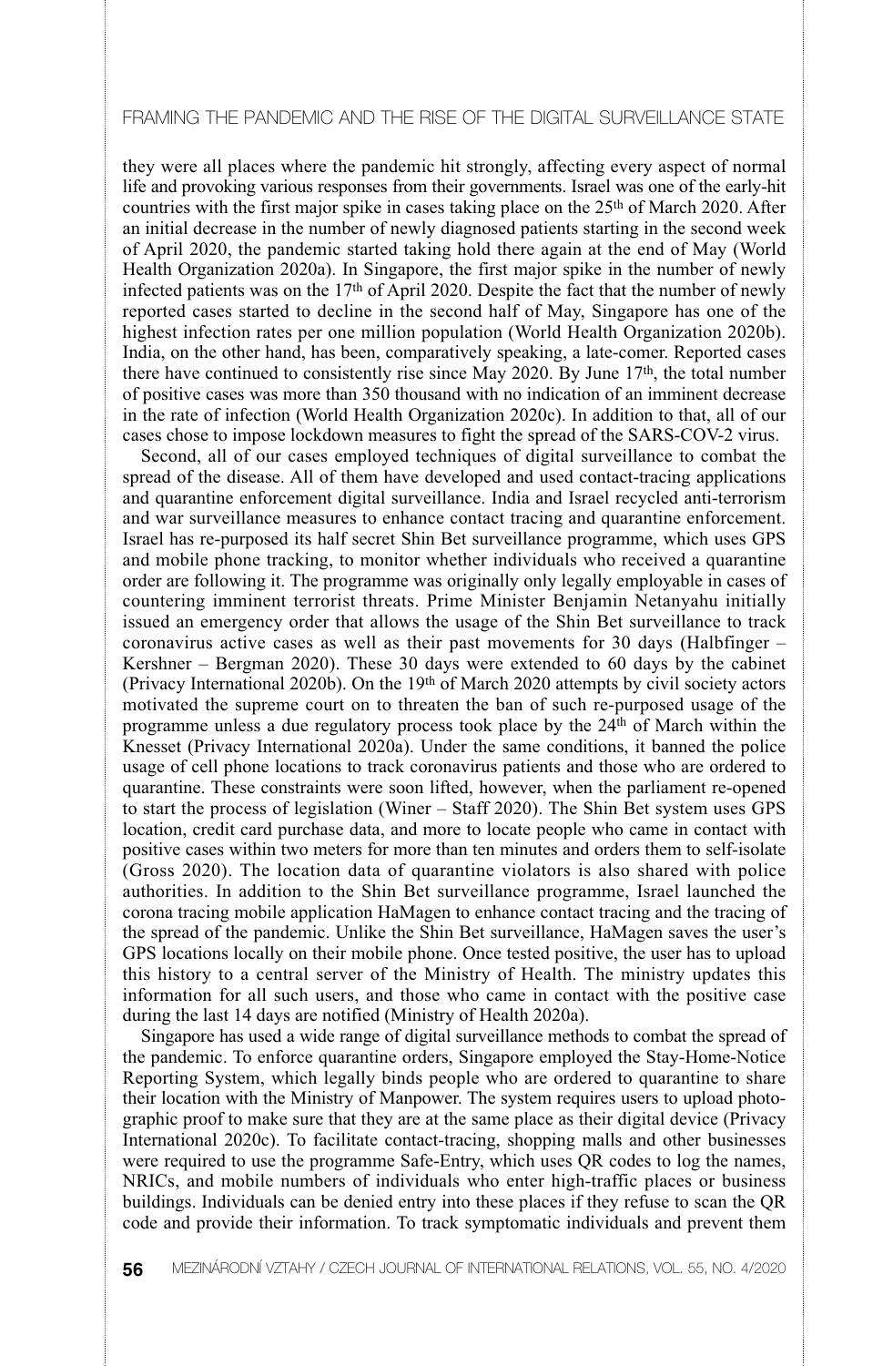they were all places where the pandemic hit strongly, affecting every aspect of normal life and provoking various responses from their governments. Israel was one of the early-hit countries with the first major spike in cases taking place on the 25th of March 2020. After an initial decrease in the number of newly diagnosed patients starting in the second week of April 2020, the pandemic started taking hold there again at the end of May (World Health Organization 2020a). In Singapore, the first major spike in the number of newly infected patients was on the 17th of April 2020. Despite the fact that the number of newly reported cases started to decline in the second half of May, Singapore has one of the highest infection rates per one million population (World Health Organization 2020b). India, on the other hand, has been, comparatively speaking, a late-comer. Reported cases there have continued to consistently rise since May 2020. By June 17th, the total number of positive cases was more than 350 thousand with no indication of an imminent decrease in the rate of infection (World Health Organization 2020c). In addition to that, all of our cases chose to impose lockdown measures to fight the spread of the SARS-COV-2 virus.

Second, all of our cases employed techniques of digital surveillance to combat the spread of the disease. All of them have developed and used contact-tracing applications and quarantine enforcement digital surveillance. India and Israel recycled anti-terrorism and war surveillance measures to enhance contact tracing and quarantine enforcement. Israel has re-purposed its half secret Shin Bet surveillance programme, which uses GPS and mobile phone tracking, to monitor whether individuals who received a quarantine order are following it. The programme was originally only legally employable in cases of countering imminent terrorist threats. Prime Minister Benjamin Netanyahu initially issued an emergency order that allows the usage of the Shin Bet surveillance to track coronavirus active cases as well as their past movements for 30 days (Halbfinger – Kershner – Bergman 2020). These 30 days were extended to 60 days by the cabinet (Privacy International 2020b). On the 19th of March 2020 attempts by civil society actors motivated the supreme court on to threaten the ban of such re-purposed usage of the programme unless a due regulatory process took place by the 24th of March within the Knesset (Privacy International 2020a). Under the same conditions, it banned the police usage of cell phone locations to track coronavirus patients and those who are ordered to quarantine. These constraints were soon lifted, however, when the parliament re-opened to start the process of legislation (Winer – Staff 2020). The Shin Bet system uses GPS location, credit card purchase data, and more to locate people who came in contact with positive cases within two meters for more than ten minutes and orders them to self-isolate (Gross 2020). The location data of quarantine violators is also shared with police authorities. In addition to the Shin Bet surveillance programme, Israel launched the corona tracing mobile application HaMagen to enhance contact tracing and the tracing of the spread of the pandemic. Unlike the Shin Bet surveillance, HaMagen saves the user's GPS locations locally on their mobile phone. Once tested positive, the user has to upload this history to a central server of the Ministry of Health. The ministry updates this information for all such users, and those who came in contact with the positive case during the last 14 days are notified (Ministry of Health 2020a).

Singapore has used a wide range of digital surveillance methods to combat the spread of the pandemic. To enforce quarantine orders, Singapore employed the Stay-Home-Notice Reporting System, which legally binds people who are ordered to quarantine to share their location with the Ministry of Manpower. The system requires users to upload photographic proof to make sure that they are at the same place as their digital device (Privacy International 2020c). To facilitate contact-tracing, shopping malls and other businesses were required to use the programme Safe-Entry, which uses QR codes to log the names, NRICs, and mobile numbers of individuals who enter high-traffic places or business buildings. Individuals can be denied entry into these places if they refuse to scan the QR code and provide their information. To track symptomatic individuals and prevent them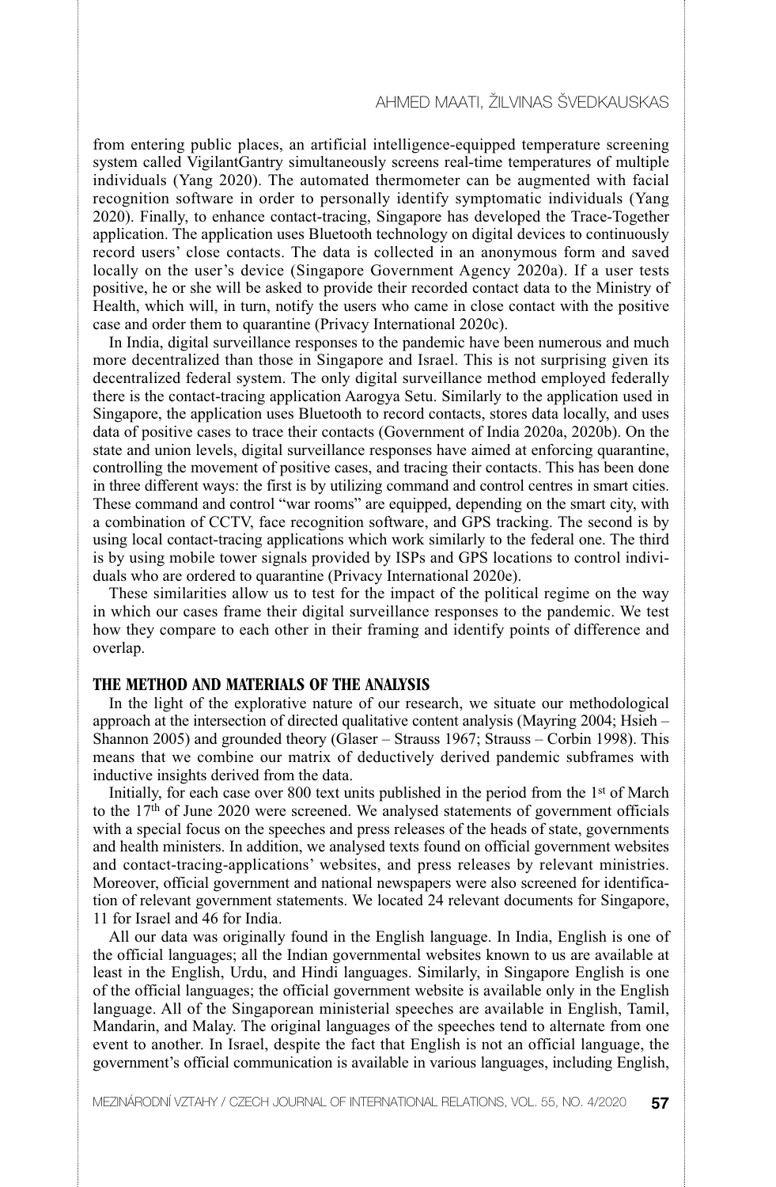from entering public places, an artificial intelligence-equipped temperature screening system called VigilantGantry simultaneously screens real-time temperatures of multiple individuals (Yang 2020). The automated thermometer can be augmented with facial recognition software in order to personally identify symptomatic individuals (Yang 2020). Finally, to enhance contact-tracing, Singapore has developed the Trace-Together application. The application uses Bluetooth technology on digital devices to continuously record users' close contacts. The data is collected in an anonymous form and saved locally on the user's device (Singapore Government Agency 2020a). If a user tests positive, he or she will be asked to provide their recorded contact data to the Ministry of Health, which will, in turn, notify the users who came in close contact with the positive case and order them to quarantine (Privacy International 2020c).

In India, digital surveillance responses to the pandemic have been numerous and much more decentralized than those in Singapore and Israel. This is not surprising given its decentralized federal system. The only digital surveillance method employed federally there is the contact-tracing application Aarogya Setu. Similarly to the application used in Singapore, the application uses Bluetooth to record contacts, stores data locally, and uses data of positive cases to trace their contacts (Government of India 2020a, 2020b). On the state and union levels, digital surveillance responses have aimed at enforcing quarantine, controlling the movement of positive cases, and tracing their contacts. This has been done in three different ways: the first is by utilizing command and control centres in smart cities. These command and control "war rooms" are equipped, depending on the smart city, with a combination of CCTV, face recognition software, and GPS tracking. The second is by using local contact-tracing applications which work similarly to the federal one. The third is by using mobile tower signals provided by ISPs and GPS locations to control individuals who are ordered to quarantine (Privacy International 2020e).

These similarities allow us to test for the impact of the political regime on the way in which our cases frame their digital surveillance responses to the pandemic. We test how they compare to each other in their framing and identify points of difference and overlap.

## THE METHOD AND MATERIALS OF THE ANALYSIS

In the light of the explorative nature of our research, we situate our methodological approach at the intersection of directed qualitative content analysis (Mayring 2004; Hsieh – Shannon 2005) and grounded theory (Glaser – Strauss 1967; Strauss – Corbin 1998). This means that we combine our matrix of deductively derived pandemic subframes with inductive insights derived from the data.

Initially, for each case over 800 text units published in the period from the 1st of March to the 17th of June 2020 were screened. We analysed statements of government officials with a special focus on the speeches and press releases of the heads of state, governments and health ministers. In addition, we analysed texts found on official government websites and contact-tracing-applications' websites, and press releases by relevant ministries. Moreover, official government and national newspapers were also screened for identification of relevant government statements. We located 24 relevant documents for Singapore, 11 for Israel and 46 for India.

All our data was originally found in the English language. In India, English is one of the official languages; all the Indian governmental websites known to us are available at least in the English, Urdu, and Hindi languages. Similarly, in Singapore English is one of the official languages; the official government website is available only in the English language. All of the Singaporean ministerial speeches are available in English, Tamil, Mandarin, and Malay. The original languages of the speeches tend to alternate from one event to another. In Israel, despite the fact that English is not an official language, the government's official communication is available in various languages, including English,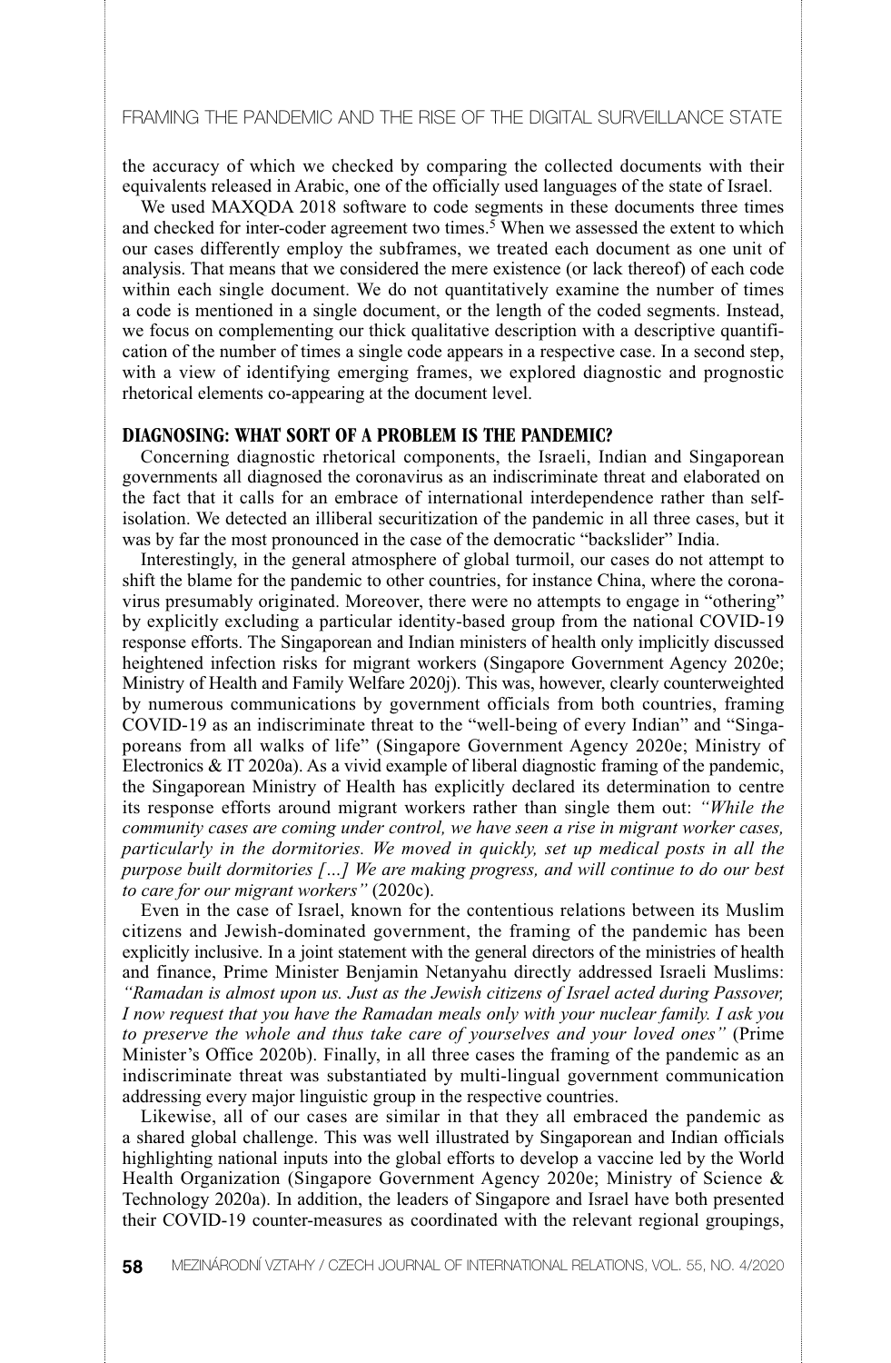the accuracy of which we checked by comparing the collected documents with their equivalents released in Arabic, one of the officially used languages of the state of Israel.

We used MAXQDA 2018 software to code segments in these documents three times and checked for inter-coder agreement two times.[5] When we assessed the extent to which our cases differently employ the subframes, we treated each document as one unit of analysis. That means that we considered the mere existence (or lack thereof) of each code within each single document. We do not quantitatively examine the number of times a code is mentioned in a single document, or the length of the coded segments. Instead, we focus on complementing our thick qualitative description with a descriptive quantification of the number of times a single code appears in a respective case. In a second step, with a view of identifying emerging frames, we explored diagnostic and prognostic rhetorical elements co-appearing at the document level.

## DIAGNOSING: WHAT SORT OF A PROBLEM IS THE PANDEMIC?

Concerning diagnostic rhetorical components, the Israeli, Indian and Singaporean governments all diagnosed the coronavirus as an indiscriminate threat and elaborated on the fact that it calls for an embrace of international interdependence rather than self-isolation. We detected an illiberal securitization of the pandemic in all three cases, but it was by far the most pronounced in the case of the democratic "backslider" India.

Interestingly, in the general atmosphere of global turmoil, our cases do not attempt to shift the blame for the pandemic to other countries, for instance China, where the coronavirus presumably originated. Moreover, there were no attempts to engage in "othering" by explicitly excluding a particular identity-based group from the national COVID-19 response efforts. The Singaporean and Indian ministers of health only implicitly discussed heightened infection risks for migrant workers (Singapore Government Agency 2020e; Ministry of Health and Family Welfare 2020j). This was, however, clearly counterweighted by numerous communications by government officials from both countries, framing COVID-19 as an indiscriminate threat to the "well-being of every Indian" and "Singaporeans from all walks of life" (Singapore Government Agency 2020e; Ministry of Electronics & IT 2020a). As a vivid example of liberal diagnostic framing of the pandemic, the Singaporean Ministry of Health has explicitly declared its determination to centre its response efforts around migrant workers rather than single them out: *"While the community cases are coming under control, we have seen a rise in migrant worker cases, particularly in the dormitories. We moved in quickly, set up medical posts in all the purpose built dormitories […] We are making progress, and will continue to do our best to care for our migrant workers"* (2020c).

Even in the case of Israel, known for the contentious relations between its Muslim citizens and Jewish-dominated government, the framing of the pandemic has been explicitly inclusive. In a joint statement with the general directors of the ministries of health and finance, Prime Minister Benjamin Netanyahu directly addressed Israeli Muslims: *"Ramadan is almost upon us. Just as the Jewish citizens of Israel acted during Passover, I now request that you have the Ramadan meals only with your nuclear family. I ask you to preserve the whole and thus take care of yourselves and your loved ones"* (Prime Minister's Office 2020b). Finally, in all three cases the framing of the pandemic as an indiscriminate threat was substantiated by multi-lingual government communication addressing every major linguistic group in the respective countries.

Likewise, all of our cases are similar in that they all embraced the pandemic as a shared global challenge. This was well illustrated by Singaporean and Indian officials highlighting national inputs into the global efforts to develop a vaccine led by the World Health Organization (Singapore Government Agency 2020e; Ministry of Science & Technology 2020a). In addition, the leaders of Singapore and Israel have both presented their COVID-19 counter-measures as coordinated with the relevant regional groupings,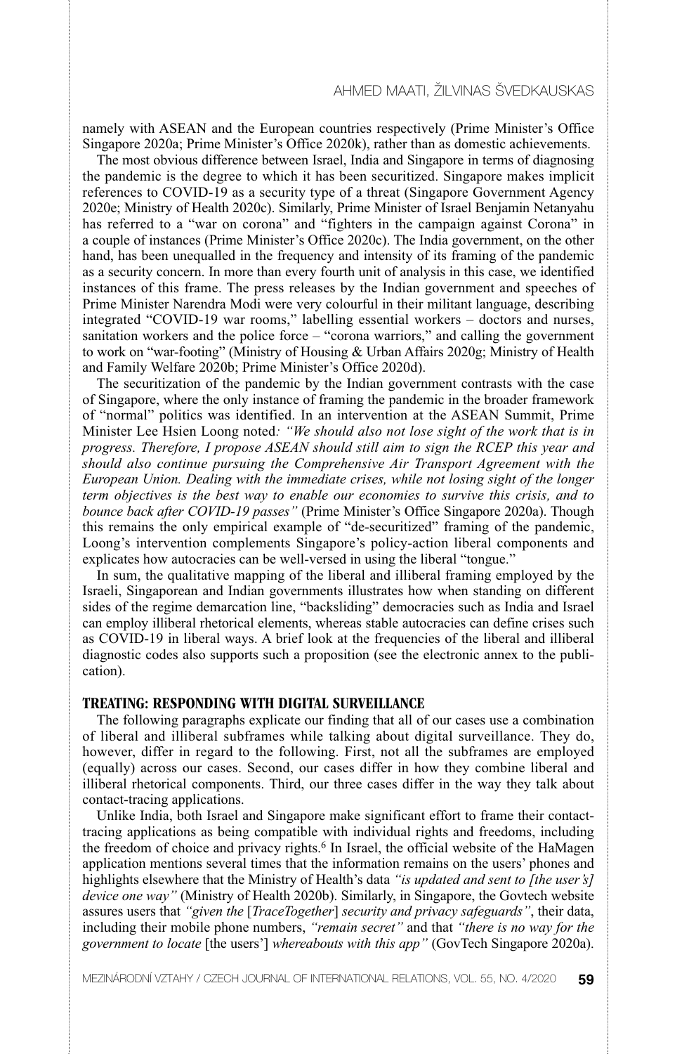namely with ASEAN and the European countries respectively (Prime Minister's Office Singapore 2020a; Prime Minister's Office 2020k), rather than as domestic achievements.

The most obvious difference between Israel, India and Singapore in terms of diagnosing the pandemic is the degree to which it has been securitized. Singapore makes implicit references to COVID-19 as a security type of a threat (Singapore Government Agency 2020e; Ministry of Health 2020c). Similarly, Prime Minister of Israel Benjamin Netanyahu has referred to a "war on corona" and "fighters in the campaign against Corona" in a couple of instances (Prime Minister's Office 2020c). The India government, on the other hand, has been unequalled in the frequency and intensity of its framing of the pandemic as a security concern. In more than every fourth unit of analysis in this case, we identified instances of this frame. The press releases by the Indian government and speeches of Prime Minister Narendra Modi were very colourful in their militant language, describing integrated "COVID-19 war rooms," labelling essential workers – doctors and nurses, sanitation workers and the police force – "corona warriors," and calling the government to work on "war-footing" (Ministry of Housing & Urban Affairs 2020g; Ministry of Health and Family Welfare 2020b; Prime Minister's Office 2020d).

The securitization of the pandemic by the Indian government contrasts with the case of Singapore, where the only instance of framing the pandemic in the broader framework of "normal" politics was identified. In an intervention at the ASEAN Summit, Prime Minister Lee Hsien Loong noted: *"We should also not lose sight of the work that is in progress. Therefore, I propose ASEAN should still aim to sign the RCEP this year and should also continue pursuing the Comprehensive Air Transport Agreement with the European Union. Dealing with the immediate crises, while not losing sight of the longer term objectives is the best way to enable our economies to survive this crisis, and to bounce back after COVID-19 passes"* (Prime Minister's Office Singapore 2020a). Though this remains the only empirical example of "de-securitized" framing of the pandemic, Loong's intervention complements Singapore's policy-action liberal components and explicates how autocracies can be well-versed in using the liberal "tongue."

In sum, the qualitative mapping of the liberal and illiberal framing employed by the Israeli, Singaporean and Indian governments illustrates how when standing on different sides of the regime demarcation line, "backsliding" democracies such as India and Israel can employ illiberal rhetorical elements, whereas stable autocracies can define crises such as COVID-19 in liberal ways. A brief look at the frequencies of the liberal and illiberal diagnostic codes also supports such a proposition (see the electronic annex to the publication).

## TREATING: RESPONDING WITH DIGITAL SURVEILLANCE

The following paragraphs explicate our finding that all of our cases use a combination of liberal and illiberal subframes while talking about digital surveillance. They do, however, differ in regard to the following. First, not all the subframes are employed (equally) across our cases. Second, our cases differ in how they combine liberal and illiberal rhetorical components. Third, our three cases differ in the way they talk about contact-tracing applications.

Unlike India, both Israel and Singapore make significant effort to frame their contact-tracing applications as being compatible with individual rights and freedoms, including the freedom of choice and privacy rights.[6] In Israel, the official website of the HaMagen application mentions several times that the information remains on the users' phones and highlights elsewhere that the Ministry of Health's data *"is updated and sent to [the user's] device one way"* (Ministry of Health 2020b). Similarly, in Singapore, the Govtech website assures users that *"given the* [*TraceTogether*] *security and privacy safeguards"*, their data, including their mobile phone numbers, *"remain secret"* and that *"there is no way for the government to locate* [the users'] *whereabouts with this app"* (GovTech Singapore 2020a).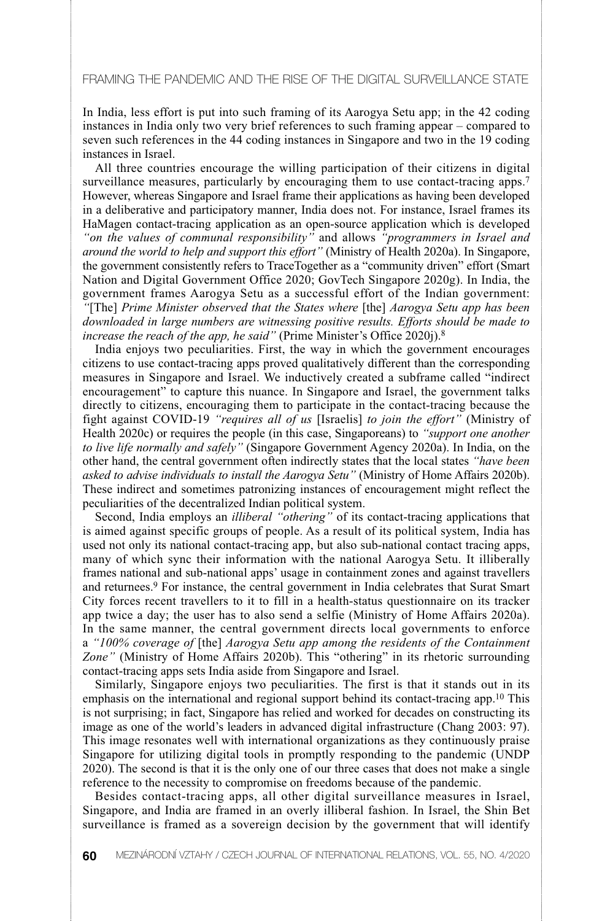In India, less effort is put into such framing of its Aarogya Setu app; in the 42 coding instances in India only two very brief references to such framing appear – compared to seven such references in the 44 coding instances in Singapore and two in the 19 coding instances in Israel.

All three countries encourage the willing participation of their citizens in digital surveillance measures, particularly by encouraging them to use contact-tracing apps.[7] However, whereas Singapore and Israel frame their applications as having been developed in a deliberative and participatory manner, India does not. For instance, Israel frames its HaMagen contact-tracing application as an open-source application which is developed *"on the values of communal responsibility"* and allows *"programmers in Israel and around the world to help and support this effort"* (Ministry of Health 2020a). In Singapore, the government consistently refers to TraceTogether as a "community driven" effort (Smart Nation and Digital Government Office 2020; GovTech Singapore 2020g). In India, the government frames Aarogya Setu as a successful effort of the Indian government: *"*[The] *Prime Minister observed that the States where* [the] *Aarogya Setu app has been downloaded in large numbers are witnessing positive results. Efforts should be made to increase the reach of the app, he said"* (Prime Minister's Office 2020j).[8]

India enjoys two peculiarities. First, the way in which the government encourages citizens to use contact-tracing apps proved qualitatively different than the corresponding measures in Singapore and Israel. We inductively created a subframe called "indirect encouragement" to capture this nuance. In Singapore and Israel, the government talks directly to citizens, encouraging them to participate in the contact-tracing because the fight against COVID-19 *"requires all of us* [Israelis] *to join the effort"* (Ministry of Health 2020c) or requires the people (in this case, Singaporeans) to *"support one another to live life normally and safely"* (Singapore Government Agency 2020a). In India, on the other hand, the central government often indirectly states that the local states *"have been asked to advise individuals to install the Aarogya Setu"* (Ministry of Home Affairs 2020b). These indirect and sometimes patronizing instances of encouragement might reflect the peculiarities of the decentralized Indian political system.

Second, India employs an *illiberal "othering"* of its contact-tracing applications that is aimed against specific groups of people. As a result of its political system, India has used not only its national contact-tracing app, but also sub-national contact tracing apps, many of which sync their information with the national Aarogya Setu. It illiberally frames national and sub-national apps' usage in containment zones and against travellers and returnees.[9] For instance, the central government in India celebrates that Surat Smart City forces recent travellers to it to fill in a health-status questionnaire on its tracker app twice a day; the user has to also send a selfie (Ministry of Home Affairs 2020a). In the same manner, the central government directs local governments to enforce a *"100% coverage of* [the] *Aarogya Setu app among the residents of the Containment Zone"* (Ministry of Home Affairs 2020b). This "othering" in its rhetoric surrounding contact-tracing apps sets India aside from Singapore and Israel.

Similarly, Singapore enjoys two peculiarities. The first is that it stands out in its emphasis on the international and regional support behind its contact-tracing app.[10] This is not surprising; in fact, Singapore has relied and worked for decades on constructing its image as one of the world's leaders in advanced digital infrastructure (Chang 2003: 97). This image resonates well with international organizations as they continuously praise Singapore for utilizing digital tools in promptly responding to the pandemic (UNDP 2020). The second is that it is the only one of our three cases that does not make a single reference to the necessity to compromise on freedoms because of the pandemic.

Besides contact-tracing apps, all other digital surveillance measures in Israel, Singapore, and India are framed in an overly illiberal fashion. In Israel, the Shin Bet surveillance is framed as a sovereign decision by the government that will identify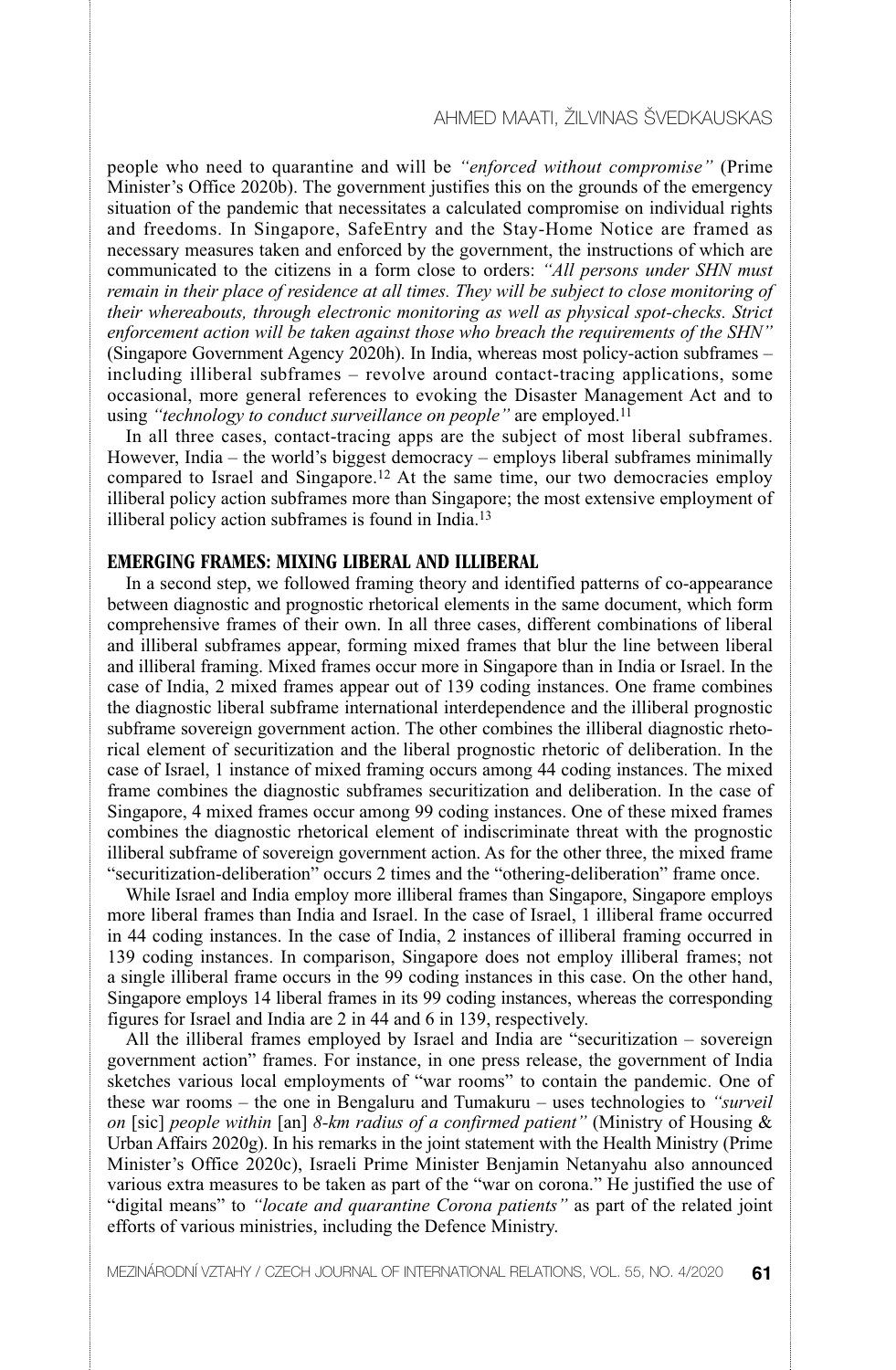people who need to quarantine and will be *"enforced without compromise"* (Prime Minister's Office 2020b). The government justifies this on the grounds of the emergency situation of the pandemic that necessitates a calculated compromise on individual rights and freedoms. In Singapore, SafeEntry and the Stay-Home Notice are framed as necessary measures taken and enforced by the government, the instructions of which are communicated to the citizens in a form close to orders: *"All persons under SHN must remain in their place of residence at all times. They will be subject to close monitoring of their whereabouts, through electronic monitoring as well as physical spot-checks. Strict enforcement action will be taken against those who breach the requirements of the SHN"* (Singapore Government Agency 2020h). In India, whereas most policy-action subframes – including illiberal subframes – revolve around contact-tracing applications, some occasional, more general references to evoking the Disaster Management Act and to using *"technology to conduct surveillance on people"* are employed.[11]

In all three cases, contact-tracing apps are the subject of most liberal subframes. However, India – the world's biggest democracy – employs liberal subframes minimally compared to Israel and Singapore.[12] At the same time, our two democracies employ illiberal policy action subframes more than Singapore; the most extensive employment of illiberal policy action subframes is found in India.[13]

## EMERGING FRAMES: MIXING LIBERAL AND ILLIBERAL

In a second step, we followed framing theory and identified patterns of co-appearance between diagnostic and prognostic rhetorical elements in the same document, which form comprehensive frames of their own. In all three cases, different combinations of liberal and illiberal subframes appear, forming mixed frames that blur the line between liberal and illiberal framing. Mixed frames occur more in Singapore than in India or Israel. In the case of India, 2 mixed frames appear out of 139 coding instances. One frame combines the diagnostic liberal subframe international interdependence and the illiberal prognostic subframe sovereign government action. The other combines the illiberal diagnostic rhetorical element of securitization and the liberal prognostic rhetoric of deliberation. In the case of Israel, 1 instance of mixed framing occurs among 44 coding instances. The mixed frame combines the diagnostic subframes securitization and deliberation. In the case of Singapore, 4 mixed frames occur among 99 coding instances. One of these mixed frames combines the diagnostic rhetorical element of indiscriminate threat with the prognostic illiberal subframe of sovereign government action. As for the other three, the mixed frame "securitization-deliberation" occurs 2 times and the "othering-deliberation" frame once.

While Israel and India employ more illiberal frames than Singapore, Singapore employs more liberal frames than India and Israel. In the case of Israel, 1 illiberal frame occurred in 44 coding instances. In the case of India, 2 instances of illiberal framing occurred in 139 coding instances. In comparison, Singapore does not employ illiberal frames; not a single illiberal frame occurs in the 99 coding instances in this case. On the other hand, Singapore employs 14 liberal frames in its 99 coding instances, whereas the corresponding figures for Israel and India are 2 in 44 and 6 in 139, respectively.

All the illiberal frames employed by Israel and India are "securitization – sovereign government action" frames. For instance, in one press release, the government of India sketches various local employments of "war rooms" to contain the pandemic. One of these war rooms – the one in Bengaluru and Tumakuru – uses technologies to *"surveil on* [sic] *people within* [an] *8-km radius of a confirmed patient"* (Ministry of Housing & Urban Affairs 2020g). In his remarks in the joint statement with the Health Ministry (Prime Minister's Office 2020c), Israeli Prime Minister Benjamin Netanyahu also announced various extra measures to be taken as part of the "war on corona." He justified the use of "digital means" to *"locate and quarantine Corona patients"* as part of the related joint efforts of various ministries, including the Defence Ministry.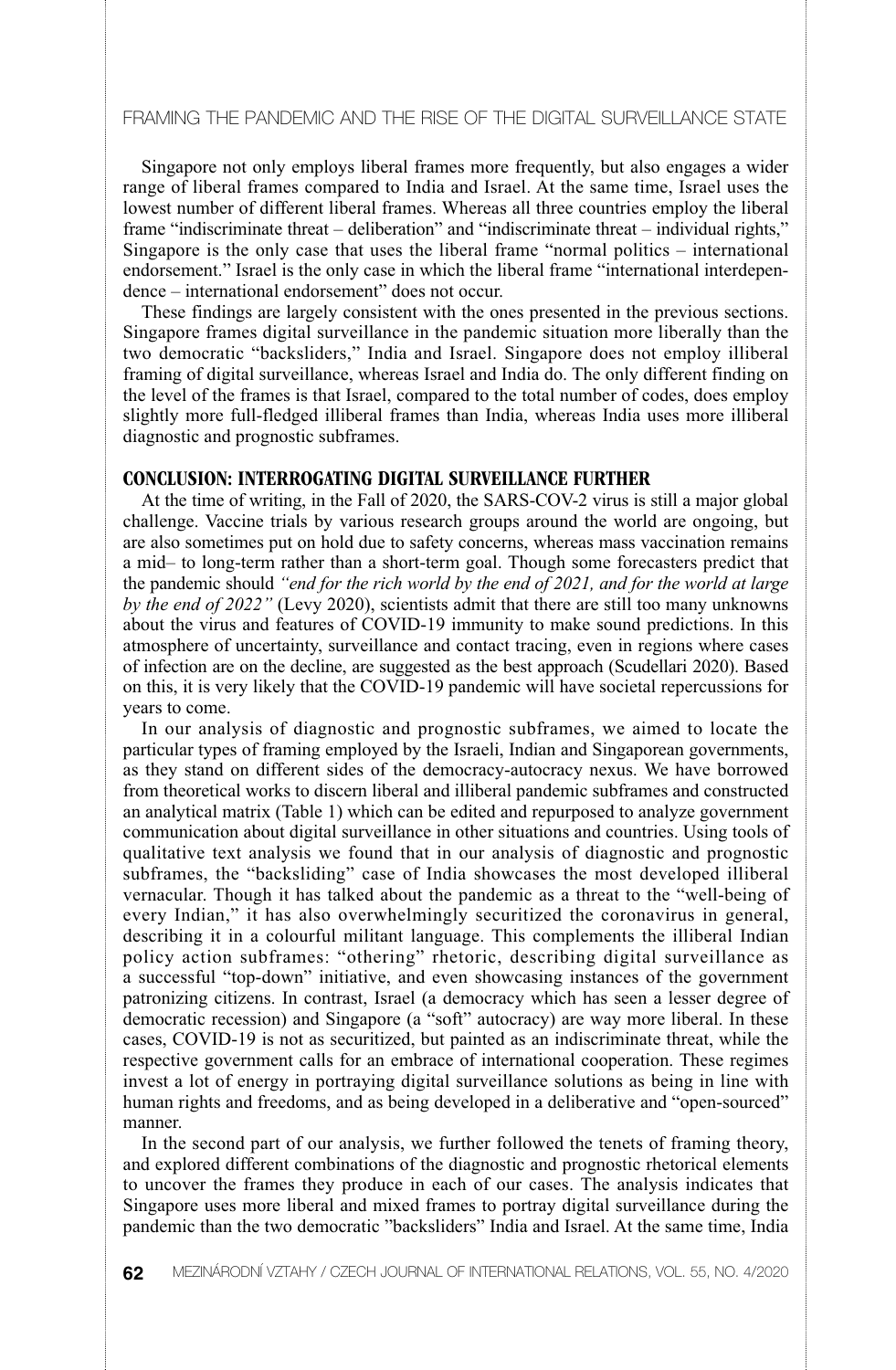Singapore not only employs liberal frames more frequently, but also engages a wider range of liberal frames compared to India and Israel. At the same time, Israel uses the lowest number of different liberal frames. Whereas all three countries employ the liberal frame "indiscriminate threat – deliberation" and "indiscriminate threat – individual rights," Singapore is the only case that uses the liberal frame "normal politics – international endorsement." Israel is the only case in which the liberal frame "international interdependence – international endorsement" does not occur.

These findings are largely consistent with the ones presented in the previous sections. Singapore frames digital surveillance in the pandemic situation more liberally than the two democratic "backsliders," India and Israel. Singapore does not employ illiberal framing of digital surveillance, whereas Israel and India do. The only different finding on the level of the frames is that Israel, compared to the total number of codes, does employ slightly more full-fledged illiberal frames than India, whereas India uses more illiberal diagnostic and prognostic subframes.

## CONCLUSION: INTERROGATING DIGITAL SURVEILLANCE FURTHER

At the time of writing, in the Fall of 2020, the SARS-COV-2 virus is still a major global challenge. Vaccine trials by various research groups around the world are ongoing, but are also sometimes put on hold due to safety concerns, whereas mass vaccination remains a mid– to long-term rather than a short-term goal. Though some forecasters predict that the pandemic should *"end for the rich world by the end of 2021, and for the world at large by the end of 2022"* (Levy 2020), scientists admit that there are still too many unknowns about the virus and features of COVID-19 immunity to make sound predictions. In this atmosphere of uncertainty, surveillance and contact tracing, even in regions where cases of infection are on the decline, are suggested as the best approach (Scudellari 2020). Based on this, it is very likely that the COVID-19 pandemic will have societal repercussions for years to come.

In our analysis of diagnostic and prognostic subframes, we aimed to locate the particular types of framing employed by the Israeli, Indian and Singaporean governments, as they stand on different sides of the democracy-autocracy nexus. We have borrowed from theoretical works to discern liberal and illiberal pandemic subframes and constructed an analytical matrix (Table 1) which can be edited and repurposed to analyze government communication about digital surveillance in other situations and countries. Using tools of qualitative text analysis we found that in our analysis of diagnostic and prognostic subframes, the "backsliding" case of India showcases the most developed illiberal vernacular. Though it has talked about the pandemic as a threat to the "well-being of every Indian," it has also overwhelmingly securitized the coronavirus in general, describing it in a colourful militant language. This complements the illiberal Indian policy action subframes: "othering" rhetoric, describing digital surveillance as a successful "top-down" initiative, and even showcasing instances of the government patronizing citizens. In contrast, Israel (a democracy which has seen a lesser degree of democratic recession) and Singapore (a "soft" autocracy) are way more liberal. In these cases, COVID-19 is not as securitized, but painted as an indiscriminate threat, while the respective government calls for an embrace of international cooperation. These regimes invest a lot of energy in portraying digital surveillance solutions as being in line with human rights and freedoms, and as being developed in a deliberative and "open-sourced" manner.

In the second part of our analysis, we further followed the tenets of framing theory, and explored different combinations of the diagnostic and prognostic rhetorical elements to uncover the frames they produce in each of our cases. The analysis indicates that Singapore uses more liberal and mixed frames to portray digital surveillance during the pandemic than the two democratic "backsliders" India and Israel. At the same time, India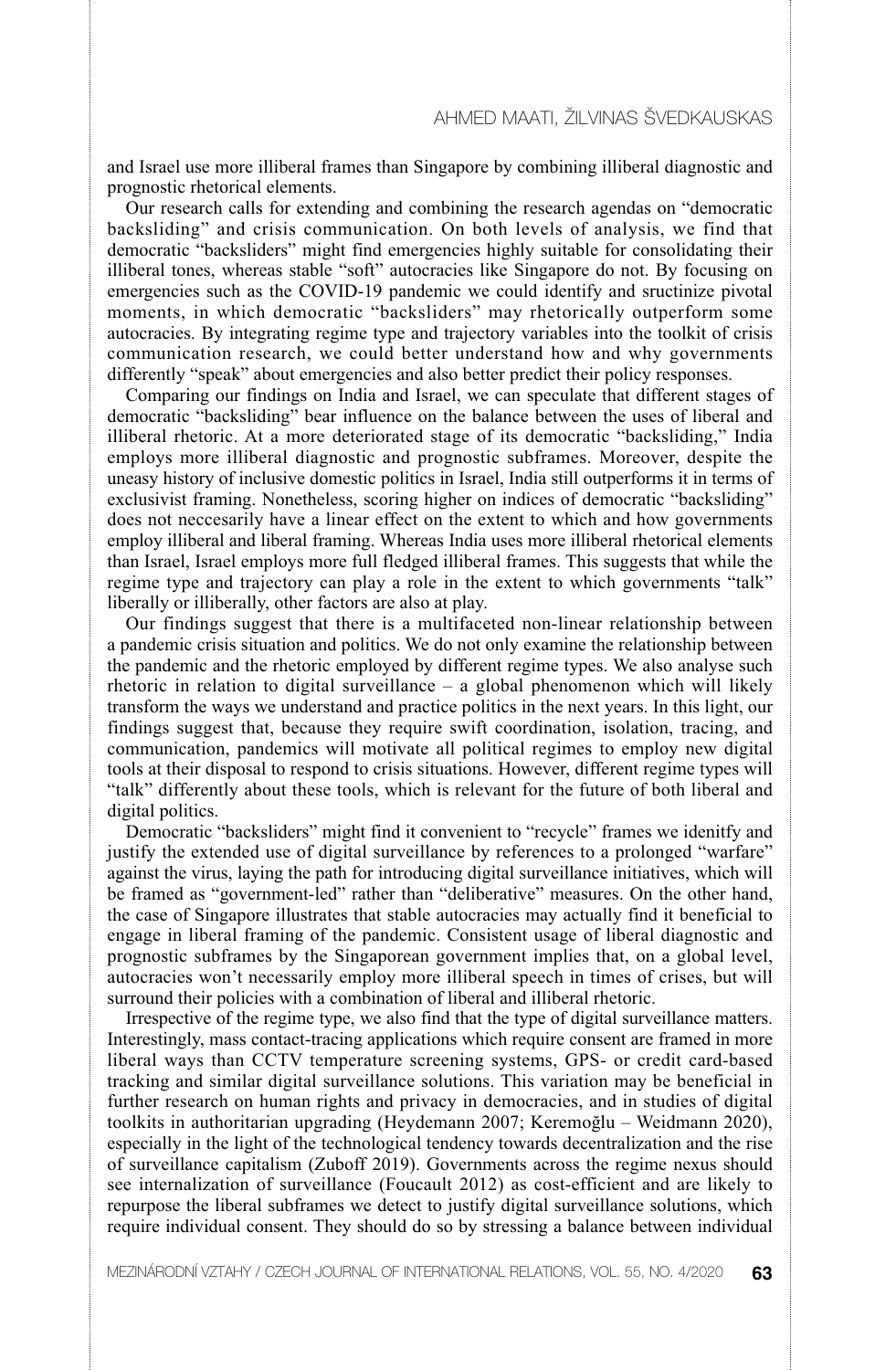and Israel use more illiberal frames than Singapore by combining illiberal diagnostic and prognostic rhetorical elements.

Our research calls for extending and combining the research agendas on "democratic backsliding" and crisis communication. On both levels of analysis, we find that democratic "backsliders" might find emergencies highly suitable for consolidating their illiberal tones, whereas stable "soft" autocracies like Singapore do not. By focusing on emergencies such as the COVID-19 pandemic we could identify and sructinize pivotal moments, in which democratic "backsliders" may rhetorically outperform some autocracies. By integrating regime type and trajectory variables into the toolkit of crisis communication research, we could better understand how and why governments differently "speak" about emergencies and also better predict their policy responses.

Comparing our findings on India and Israel, we can speculate that different stages of democratic "backsliding" bear influence on the balance between the uses of liberal and illiberal rhetoric. At a more deteriorated stage of its democratic "backsliding," India employs more illiberal diagnostic and prognostic subframes. Moreover, despite the uneasy history of inclusive domestic politics in Israel, India still outperforms it in terms of exclusivist framing. Nonetheless, scoring higher on indices of democratic "backsliding" does not neccesarily have a linear effect on the extent to which and how governments employ illiberal and liberal framing. Whereas India uses more illiberal rhetorical elements than Israel, Israel employs more full fledged illiberal frames. This suggests that while the regime type and trajectory can play a role in the extent to which governments "talk" liberally or illiberally, other factors are also at play.

Our findings suggest that there is a multifaceted non-linear relationship between a pandemic crisis situation and politics. We do not only examine the relationship between the pandemic and the rhetoric employed by different regime types. We also analyse such rhetoric in relation to digital surveillance – a global phenomenon which will likely transform the ways we understand and practice politics in the next years. In this light, our findings suggest that, because they require swift coordination, isolation, tracing, and communication, pandemics will motivate all political regimes to employ new digital tools at their disposal to respond to crisis situations. However, different regime types will "talk" differently about these tools, which is relevant for the future of both liberal and digital politics.

Democratic "backsliders" might find it convenient to "recycle" frames we idenitfy and justify the extended use of digital surveillance by references to a prolonged "warfare" against the virus, laying the path for introducing digital surveillance initiatives, which will be framed as "government-led" rather than "deliberative" measures. On the other hand, the case of Singapore illustrates that stable autocracies may actually find it beneficial to engage in liberal framing of the pandemic. Consistent usage of liberal diagnostic and prognostic subframes by the Singaporean government implies that, on a global level, autocracies won't necessarily employ more illiberal speech in times of crises, but will surround their policies with a combination of liberal and illiberal rhetoric.

Irrespective of the regime type, we also find that the type of digital surveillance matters. Interestingly, mass contact-tracing applications which require consent are framed in more liberal ways than CCTV temperature screening systems, GPS- or credit card-based tracking and similar digital surveillance solutions. This variation may be beneficial in further research on human rights and privacy in democracies, and in studies of digital toolkits in authoritarian upgrading (Heydemann 2007; Keremoğlu – Weidmann 2020), especially in the light of the technological tendency towards decentralization and the rise of surveillance capitalism (Zuboff 2019). Governments across the regime nexus should see internalization of surveillance (Foucault 2012) as cost-efficient and are likely to repurpose the liberal subframes we detect to justify digital surveillance solutions, which require individual consent. They should do so by stressing a balance between individual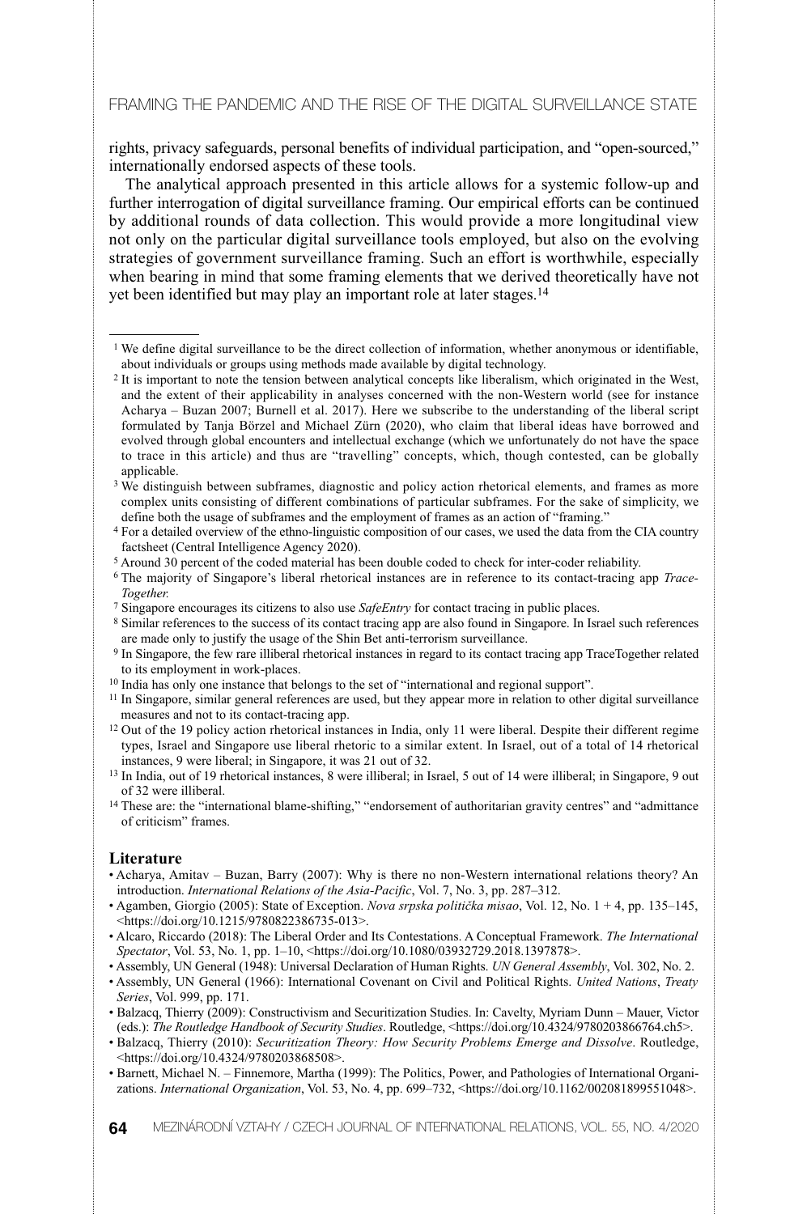rights, privacy safeguards, personal benefits of individual participation, and "open-sourced," internationally endorsed aspects of these tools.

The analytical approach presented in this article allows for a systemic follow-up and further interrogation of digital surveillance framing. Our empirical efforts can be continued by additional rounds of data collection. This would provide a more longitudinal view not only on the particular digital surveillance tools employed, but also on the evolving strategies of government surveillance framing. Such an effort is worthwhile, especially when bearing in mind that some framing elements that we derived theoretically have not yet been identified but may play an important role at later stages.[14]

---

[1] We define digital surveillance to be the direct collection of information, whether anonymous or identifiable, about individuals or groups using methods made available by digital technology.

[2] It is important to note the tension between analytical concepts like liberalism, which originated in the West, and the extent of their applicability in analyses concerned with the non-Western world (see for instance Acharya – Buzan 2007; Burnell et al. 2017). Here we subscribe to the understanding of the liberal script formulated by Tanja Börzel and Michael Zürn (2020), who claim that liberal ideas have borrowed and evolved through global encounters and intellectual exchange (which we unfortunately do not have the space to trace in this article) and thus are "travelling" concepts, which, though contested, can be globally applicable.

[3] We distinguish between subframes, diagnostic and policy action rhetorical elements, and frames as more complex units consisting of different combinations of particular subframes. For the sake of simplicity, we define both the usage of subframes and the employment of frames as an action of "framing."

[4] For a detailed overview of the ethno-linguistic composition of our cases, we used the data from the CIA country factsheet (Central Intelligence Agency 2020).

[5] Around 30 percent of the coded material has been double coded to check for inter-coder reliability.

[6] The majority of Singapore's liberal rhetorical instances are in reference to its contact-tracing app *Trace-Together.*

[7] Singapore encourages its citizens to also use *SafeEntry* for contact tracing in public places.

[8] Similar references to the success of its contact tracing app are also found in Singapore. In Israel such references are made only to justify the usage of the Shin Bet anti-terrorism surveillance.

[9] In Singapore, the few rare illiberal rhetorical instances in regard to its contact tracing app TraceTogether related to its employment in work-places.

[10] India has only one instance that belongs to the set of "international and regional support".

[11] In Singapore, similar general references are used, but they appear more in relation to other digital surveillance measures and not to its contact-tracing app.

[12] Out of the 19 policy action rhetorical instances in India, only 11 were liberal. Despite their different regime types, Israel and Singapore use liberal rhetoric to a similar extent. In Israel, out of a total of 14 rhetorical instances, 9 were liberal; in Singapore, it was 21 out of 32.

[13] In India, out of 19 rhetorical instances, 8 were illiberal; in Israel, 5 out of 14 were illiberal; in Singapore, 9 out of 32 were illiberal.

[14] These are: the "international blame-shifting," "endorsement of authoritarian gravity centres" and "admittance of criticism" frames.

## Literature

- Acharya, Amitav – Buzan, Barry (2007): Why is there no non-Western international relations theory? An introduction. *International Relations of the Asia-Pacific*, Vol. 7, No. 3, pp. 287–312.
- Agamben, Giorgio (2005): State of Exception. *Nova srpska politička misao*, Vol. 12, No. 1 + 4, pp. 135–145, <https://doi.org/10.1215/9780822386735-013>.
- Alcaro, Riccardo (2018): The Liberal Order and Its Contestations. A Conceptual Framework. *The International Spectator*, Vol. 53, No. 1, pp. 1–10, <https://doi.org/10.1080/03932729.2018.1397878>.
- Assembly, UN General (1948): Universal Declaration of Human Rights. *UN General Assembly*, Vol. 302, No. 2.
- Assembly, UN General (1966): International Covenant on Civil and Political Rights. *United Nations*, *Treaty Series*, Vol. 999, pp. 171.
- Balzacq, Thierry (2009): Constructivism and Securitization Studies. In: Cavelty, Myriam Dunn – Mauer, Victor (eds.): *The Routledge Handbook of Security Studies*. Routledge, <https://doi.org/10.4324/9780203866764.ch5>.
- Balzacq, Thierry (2010): *Securitization Theory: How Security Problems Emerge and Dissolve*. Routledge, <https://doi.org/10.4324/9780203868508>.
- Barnett, Michael N. – Finnemore, Martha (1999): The Politics, Power, and Pathologies of International Organizations. *International Organization*, Vol. 53, No. 4, pp. 699–732, <https://doi.org/10.1162/002081899551048>.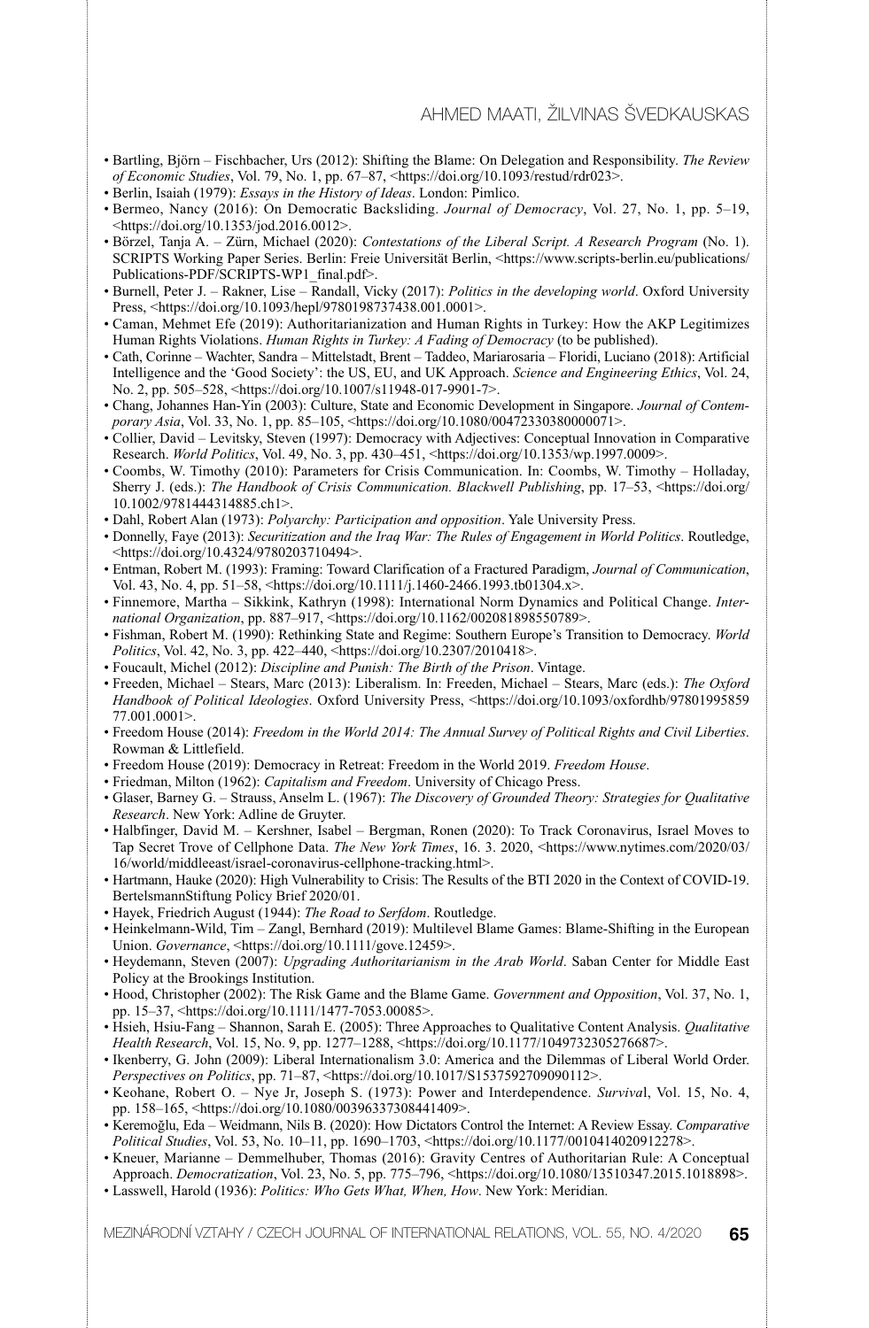- Bartling, Björn – Fischbacher, Urs (2012): Shifting the Blame: On Delegation and Responsibility. *The Review of Economic Studies*, Vol. 79, No. 1, pp. 67–87, <https://doi.org/10.1093/restud/rdr023>.
- Berlin, Isaiah (1979): *Essays in the History of Ideas*. London: Pimlico.
- Bermeo, Nancy (2016): On Democratic Backsliding. *Journal of Democracy*, Vol. 27, No. 1, pp. 5–19, <https://doi.org/10.1353/jod.2016.0012>.
- Börzel, Tanja A. – Zürn, Michael (2020): *Contestations of the Liberal Script. A Research Program* (No. 1). SCRIPTS Working Paper Series. Berlin: Freie Universität Berlin, <https://www.scripts-berlin.eu/publications/Publications-PDF/SCRIPTS-WP1_final.pdf>.
- Burnell, Peter J. – Rakner, Lise – Randall, Vicky (2017): *Politics in the developing world*. Oxford University Press, <https://doi.org/10.1093/hepl/9780198737438.001.0001>.
- Caman, Mehmet Efe (2019): Authoritarianization and Human Rights in Turkey: How the AKP Legitimizes Human Rights Violations. *Human Rights in Turkey: A Fading of Democracy* (to be published).
- Cath, Corinne – Wachter, Sandra – Mittelstadt, Brent – Taddeo, Mariarosaria – Floridi, Luciano (2018): Artificial Intelligence and the 'Good Society': the US, EU, and UK Approach. *Science and Engineering Ethics*, Vol. 24, No. 2, pp. 505–528, <https://doi.org/10.1007/s11948-017-9901-7>.
- Chang, Johannes Han-Yin (2003): Culture, State and Economic Development in Singapore. *Journal of Contemporary Asia*, Vol. 33, No. 1, pp. 85–105, <https://doi.org/10.1080/00472330380000071>.
- Collier, David – Levitsky, Steven (1997): Democracy with Adjectives: Conceptual Innovation in Comparative Research. *World Politics*, Vol. 49, No. 3, pp. 430–451, <https://doi.org/10.1353/wp.1997.0009>.
- Coombs, W. Timothy (2010): Parameters for Crisis Communication. In: Coombs, W. Timothy – Holladay, Sherry J. (eds.): *The Handbook of Crisis Communication. Blackwell Publishing*, pp. 17–53, <https://doi.org/10.1002/9781444314885.ch1>.
- Dahl, Robert Alan (1973): *Polyarchy: Participation and opposition*. Yale University Press.
- Donnelly, Faye (2013): *Securitization and the Iraq War: The Rules of Engagement in World Politics*. Routledge, <https://doi.org/10.4324/9780203710494>.
- Entman, Robert M. (1993): Framing: Toward Clarification of a Fractured Paradigm, *Journal of Communication*, Vol. 43, No. 4, pp. 51–58, <https://doi.org/10.1111/j.1460-2466.1993.tb01304.x>.
- Finnemore, Martha – Sikkink, Kathryn (1998): International Norm Dynamics and Political Change. *International Organization*, pp. 887–917, <https://doi.org/10.1162/002081898550789>.
- Fishman, Robert M. (1990): Rethinking State and Regime: Southern Europe's Transition to Democracy. *World Politics*, Vol. 42, No. 3, pp. 422–440, <https://doi.org/10.2307/2010418>.
- Foucault, Michel (2012): *Discipline and Punish: The Birth of the Prison*. Vintage.
- Freeden, Michael – Stears, Marc (2013): Liberalism. In: Freeden, Michael – Stears, Marc (eds.): *The Oxford Handbook of Political Ideologies*. Oxford University Press, <https://doi.org/10.1093/oxfordhb/9780199585977.001.0001>.
- Freedom House (2014): *Freedom in the World 2014: The Annual Survey of Political Rights and Civil Liberties*. Rowman & Littlefield.
- Freedom House (2019): Democracy in Retreat: Freedom in the World 2019. *Freedom House*.
- Friedman, Milton (1962): *Capitalism and Freedom*. University of Chicago Press.
- Glaser, Barney G. – Strauss, Anselm L. (1967): *The Discovery of Grounded Theory: Strategies for Qualitative Research*. New York: Adline de Gruyter.
- Halbfinger, David M. – Kershner, Isabel – Bergman, Ronen (2020): To Track Coronavirus, Israel Moves to Tap Secret Trove of Cellphone Data. *The New York Times*, 16. 3. 2020, <https://www.nytimes.com/2020/03/16/world/middleeast/israel-coronavirus-cellphone-tracking.html>.
- Hartmann, Hauke (2020): High Vulnerability to Crisis: The Results of the BTI 2020 in the Context of COVID-19. BertelsmannStiftung Policy Brief 2020/01.
- Hayek, Friedrich August (1944): *The Road to Serfdom*. Routledge.
- Heinkelmann-Wild, Tim – Zangl, Bernhard (2019): Multilevel Blame Games: Blame-Shifting in the European Union. *Governance*, <https://doi.org/10.1111/gove.12459>.
- Heydemann, Steven (2007): *Upgrading Authoritarianism in the Arab World*. Saban Center for Middle East Policy at the Brookings Institution.
- Hood, Christopher (2002): The Risk Game and the Blame Game. *Government and Opposition*, Vol. 37, No. 1, pp. 15–37, <https://doi.org/10.1111/1477-7053.00085>.
- Hsieh, Hsiu-Fang – Shannon, Sarah E. (2005): Three Approaches to Qualitative Content Analysis. *Qualitative Health Research*, Vol. 15, No. 9, pp. 1277–1288, <https://doi.org/10.1177/1049732305276687>.
- Ikenberry, G. John (2009): Liberal Internationalism 3.0: America and the Dilemmas of Liberal World Order. *Perspectives on Politics*, pp. 71–87, <https://doi.org/10.1017/S1537592709090112>.
- Keohane, Robert O. – Nye Jr, Joseph S. (1973): Power and Interdependence. *Survival*, Vol. 15, No. 4, pp. 158–165, <https://doi.org/10.1080/00396337308441409>.
- Keremoğlu, Eda – Weidmann, Nils B. (2020): How Dictators Control the Internet: A Review Essay. *Comparative Political Studies*, Vol. 53, No. 10–11, pp. 1690–1703, <https://doi.org/10.1177/0010414020912278>.
- Kneuer, Marianne – Demmelhuber, Thomas (2016): Gravity Centres of Authoritarian Rule: A Conceptual Approach. *Democratization*, Vol. 23, No. 5, pp. 775–796, <https://doi.org/10.1080/13510347.2015.1018898>.
- Lasswell, Harold (1936): *Politics: Who Gets What, When, How*. New York: Meridian.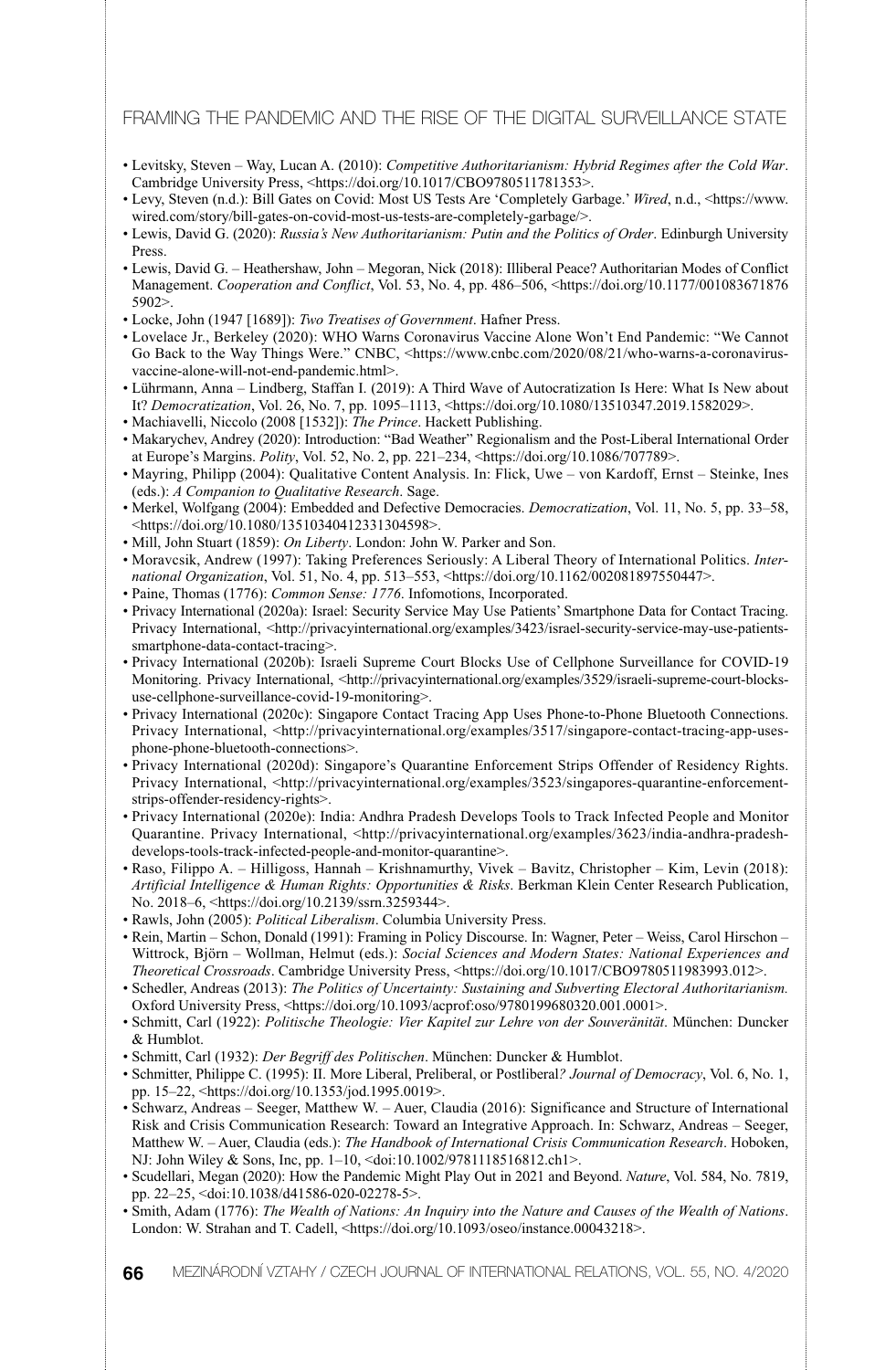- Levitsky, Steven – Way, Lucan A. (2010): *Competitive Authoritarianism: Hybrid Regimes after the Cold War*. Cambridge University Press, <https://doi.org/10.1017/CBO9780511781353>.
- Levy, Steven (n.d.): Bill Gates on Covid: Most US Tests Are 'Completely Garbage.' *Wired*, n.d., <https://www.wired.com/story/bill-gates-on-covid-most-us-tests-are-completely-garbage/>.
- Lewis, David G. (2020): *Russia's New Authoritarianism: Putin and the Politics of Order*. Edinburgh University Press.
- Lewis, David G. – Heathershaw, John – Megoran, Nick (2018): Illiberal Peace? Authoritarian Modes of Conflict Management. *Cooperation and Conflict*, Vol. 53, No. 4, pp. 486–506, <https://doi.org/10.1177/0010836718765902>.
- Locke, John (1947 [1689]): *Two Treatises of Government*. Hafner Press.
- Lovelace Jr., Berkeley (2020): WHO Warns Coronavirus Vaccine Alone Won't End Pandemic: "We Cannot Go Back to the Way Things Were." CNBC, <https://www.cnbc.com/2020/08/21/who-warns-a-coronavirus-vaccine-alone-will-not-end-pandemic.html>.
- Lührmann, Anna – Lindberg, Staffan I. (2019): A Third Wave of Autocratization Is Here: What Is New about It? *Democratization*, Vol. 26, No. 7, pp. 1095–1113, <https://doi.org/10.1080/13510347.2019.1582029>.
- Machiavelli, Niccolo (2008 [1532]): *The Prince*. Hackett Publishing.
- Makarychev, Andrey (2020): Introduction: "Bad Weather" Regionalism and the Post-Liberal International Order at Europe's Margins. *Polity*, Vol. 52, No. 2, pp. 221–234, <https://doi.org/10.1086/707789>.
- Mayring, Philipp (2004): Qualitative Content Analysis. In: Flick, Uwe – von Kardoff, Ernst – Steinke, Ines (eds.): *A Companion to Qualitative Research*. Sage.
- Merkel, Wolfgang (2004): Embedded and Defective Democracies. *Democratization*, Vol. 11, No. 5, pp. 33–58, <https://doi.org/10.1080/13510340412331304598>.
- Mill, John Stuart (1859): *On Liberty*. London: John W. Parker and Son.
- Moravcsik, Andrew (1997): Taking Preferences Seriously: A Liberal Theory of International Politics. *International Organization*, Vol. 51, No. 4, pp. 513–553, <https://doi.org/10.1162/002081897550447>.
- Paine, Thomas (1776): *Common Sense: 1776*. Infomotions, Incorporated.
- Privacy International (2020a): Israel: Security Service May Use Patients' Smartphone Data for Contact Tracing. Privacy International, <http://privacyinternational.org/examples/3423/israel-security-service-may-use-patients-smartphone-data-contact-tracing>.
- Privacy International (2020b): Israeli Supreme Court Blocks Use of Cellphone Surveillance for COVID-19 Monitoring. Privacy International, <http://privacyinternational.org/examples/3529/israeli-supreme-court-blocks-use-cellphone-surveillance-covid-19-monitoring>.
- Privacy International (2020c): Singapore Contact Tracing App Uses Phone-to-Phone Bluetooth Connections. Privacy International, <http://privacyinternational.org/examples/3517/singapore-contact-tracing-app-uses-phone-phone-bluetooth-connections>.
- Privacy International (2020d): Singapore's Quarantine Enforcement Strips Offender of Residency Rights. Privacy International, <http://privacyinternational.org/examples/3523/singapores-quarantine-enforcement-strips-offender-residency-rights>.
- Privacy International (2020e): India: Andhra Pradesh Develops Tools to Track Infected People and Monitor Quarantine. Privacy International, <http://privacyinternational.org/examples/3623/india-andhra-pradesh-develops-tools-track-infected-people-and-monitor-quarantine>.
- Raso, Filippo A. – Hilligoss, Hannah – Krishnamurthy, Vivek – Bavitz, Christopher – Kim, Levin (2018): *Artificial Intelligence & Human Rights: Opportunities & Risks*. Berkman Klein Center Research Publication, No. 2018–6, <https://doi.org/10.2139/ssrn.3259344>.
- Rawls, John (2005): *Political Liberalism*. Columbia University Press.
- Rein, Martin – Schon, Donald (1991): Framing in Policy Discourse. In: Wagner, Peter – Weiss, Carol Hirschon – Wittrock, Björn – Wollman, Helmut (eds.): *Social Sciences and Modern States: National Experiences and Theoretical Crossroads*. Cambridge University Press, <https://doi.org/10.1017/CBO9780511983993.012>.
- Schedler, Andreas (2013): *The Politics of Uncertainty: Sustaining and Subverting Electoral Authoritarianism.* Oxford University Press, <https://doi.org/10.1093/acprof:oso/9780199680320.001.0001>.
- Schmitt, Carl (1922): *Politische Theologie: Vier Kapitel zur Lehre von der Souveränität*. München: Duncker & Humblot.
- Schmitt, Carl (1932): *Der Begriff des Politischen*. München: Duncker & Humblot.
- Schmitter, Philippe C. (1995): II. More Liberal, Preliberal, or Postliberal*?* *Journal of Democracy*, Vol. 6, No. 1, pp. 15–22, <https://doi.org/10.1353/jod.1995.0019>.
- Schwarz, Andreas – Seeger, Matthew W. – Auer, Claudia (2016): Significance and Structure of International Risk and Crisis Communication Research: Toward an Integrative Approach. In: Schwarz, Andreas – Seeger, Matthew W. – Auer, Claudia (eds.): *The Handbook of International Crisis Communication Research*. Hoboken, NJ: John Wiley & Sons, Inc, pp. 1–10, <doi:10.1002/9781118516812.ch1>.
- Scudellari, Megan (2020): How the Pandemic Might Play Out in 2021 and Beyond. *Nature*, Vol. 584, No. 7819, pp. 22–25, <doi:10.1038/d41586-020-02278-5>.
- Smith, Adam (1776): *The Wealth of Nations: An Inquiry into the Nature and Causes of the Wealth of Nations*. London: W. Strahan and T. Cadell, <https://doi.org/10.1093/oseo/instance.00043218>.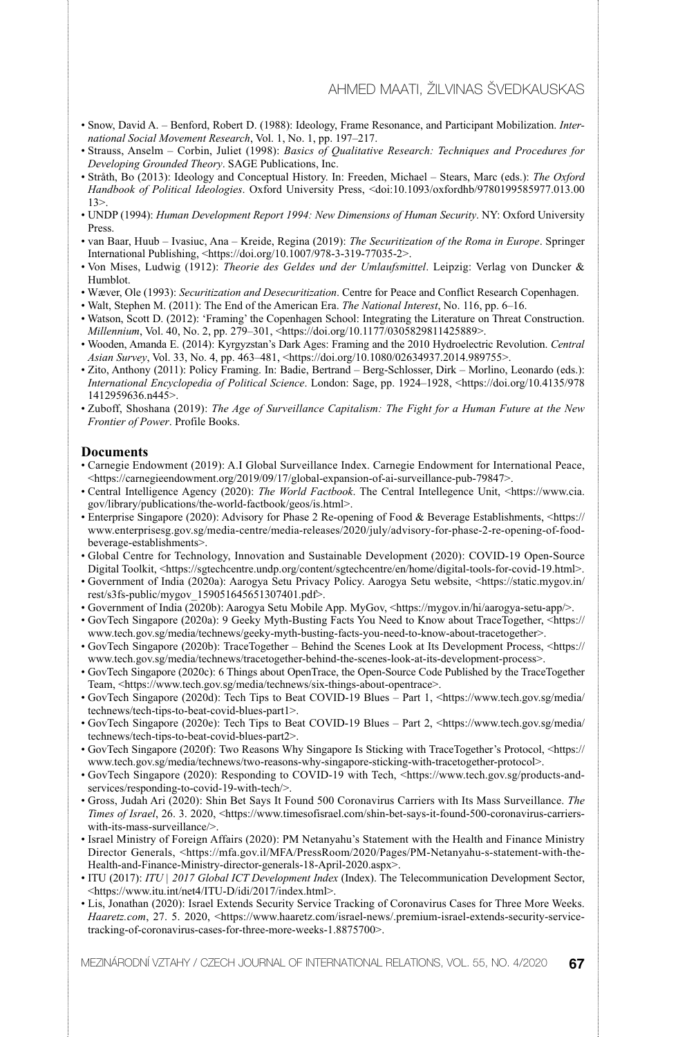- Snow, David A. – Benford, Robert D. (1988): Ideology, Frame Resonance, and Participant Mobilization. *International Social Movement Research*, Vol. 1, No. 1, pp. 197–217.
- Strauss, Anselm – Corbin, Juliet (1998): *Basics of Qualitative Research: Techniques and Procedures for Developing Grounded Theory*. SAGE Publications, Inc.
- Stråth, Bo (2013): Ideology and Conceptual History. In: Freeden, Michael – Stears, Marc (eds.): *The Oxford Handbook of Political Ideologies*. Oxford University Press, <doi:10.1093/oxfordhb/9780199585977.013.0013>.
- UNDP (1994): *Human Development Report 1994: New Dimensions of Human Security*. NY: Oxford University Press.
- van Baar, Huub – Ivasiuc, Ana – Kreide, Regina (2019): *The Securitization of the Roma in Europe*. Springer International Publishing, <https://doi.org/10.1007/978-3-319-77035-2>.
- Von Mises, Ludwig (1912): *Theorie des Geldes und der Umlaufsmittel*. Leipzig: Verlag von Duncker & Humblot.
- Wæver, Ole (1993): *Securitization and Desecuritization*. Centre for Peace and Conflict Research Copenhagen.
- Walt, Stephen M. (2011): The End of the American Era. *The National Interest*, No. 116, pp. 6–16.
- Watson, Scott D. (2012): 'Framing' the Copenhagen School: Integrating the Literature on Threat Construction. *Millennium*, Vol. 40, No. 2, pp. 279–301, <https://doi.org/10.1177/0305829811425889>.
- Wooden, Amanda E. (2014): Kyrgyzstan's Dark Ages: Framing and the 2010 Hydroelectric Revolution. *Central Asian Survey*, Vol. 33, No. 4, pp. 463–481, <https://doi.org/10.1080/02634937.2014.989755>.
- Zito, Anthony (2011): Policy Framing. In: Badie, Bertrand – Berg-Schlosser, Dirk – Morlino, Leonardo (eds.): *International Encyclopedia of Political Science*. London: Sage, pp. 1924–1928, <https://doi.org/10.4135/9781412959636.n445>.
- Zuboff, Shoshana (2019): *The Age of Surveillance Capitalism: The Fight for a Human Future at the New Frontier of Power*. Profile Books.

## Documents

- Carnegie Endowment (2019): A.I Global Surveillance Index. Carnegie Endowment for International Peace, <https://carnegieendowment.org/2019/09/17/global-expansion-of-ai-surveillance-pub-79847>.
- Central Intelligence Agency (2020): *The World Factbook*. The Central Intellegence Unit, <https://www.cia.gov/library/publications/the-world-factbook/geos/is.html>.
- Enterprise Singapore (2020): Advisory for Phase 2 Re-opening of Food & Beverage Establishments, <https://www.enterprisesg.gov.sg/media-centre/media-releases/2020/july/advisory-for-phase-2-re-opening-of-food-beverage-establishments>.
- Global Centre for Technology, Innovation and Sustainable Development (2020): COVID-19 Open-Source Digital Toolkit, <https://sgtechcentre.undp.org/content/sgtechcentre/en/home/digital-tools-for-covid-19.html>.
- Government of India (2020a): Aarogya Setu Privacy Policy. Aarogya Setu website, <https://static.mygov.in/rest/s3fs-public/mygov_159051645651307401.pdf>.
- Government of India (2020b): Aarogya Setu Mobile App. MyGov, <https://mygov.in/hi/aarogya-setu-app/>.
- GovTech Singapore (2020a): 9 Geeky Myth-Busting Facts You Need to Know about TraceTogether, <https://www.tech.gov.sg/media/technews/geeky-myth-busting-facts-you-need-to-know-about-tracetogether>.
- GovTech Singapore (2020b): TraceTogether – Behind the Scenes Look at Its Development Process, <https://www.tech.gov.sg/media/technews/tracetogether-behind-the-scenes-look-at-its-development-process>.
- GovTech Singapore (2020c): 6 Things about OpenTrace, the Open-Source Code Published by the TraceTogether Team, <https://www.tech.gov.sg/media/technews/six-things-about-opentrace>.
- GovTech Singapore (2020d): Tech Tips to Beat COVID-19 Blues – Part 1, <https://www.tech.gov.sg/media/technews/tech-tips-to-beat-covid-blues-part1>.
- GovTech Singapore (2020e): Tech Tips to Beat COVID-19 Blues – Part 2, <https://www.tech.gov.sg/media/technews/tech-tips-to-beat-covid-blues-part2>.
- GovTech Singapore (2020f): Two Reasons Why Singapore Is Sticking with TraceTogether's Protocol, <https://www.tech.gov.sg/media/technews/two-reasons-why-singapore-sticking-with-tracetogether-protocol>.
- GovTech Singapore (2020): Responding to COVID-19 with Tech, <https://www.tech.gov.sg/products-and-services/responding-to-covid-19-with-tech/>.
- Gross, Judah Ari (2020): Shin Bet Says It Found 500 Coronavirus Carriers with Its Mass Surveillance. *The Times of Israel*, 26. 3. 2020, <https://www.timesofisrael.com/shin-bet-says-it-found-500-coronavirus-carriers-with-its-mass-surveillance/>.
- Israel Ministry of Foreign Affairs (2020): PM Netanyahu's Statement with the Health and Finance Ministry Director Generals, <https://mfa.gov.il/MFA/PressRoom/2020/Pages/PM-Netanyahu-s-statement-with-the-Health-and-Finance-Ministry-director-generals-18-April-2020.aspx>.
- ITU (2017): *ITU | 2017 Global ICT Development Index* (Index). The Telecommunication Development Sector, <https://www.itu.int/net4/ITU-D/idi/2017/index.html>.
- Lis, Jonathan (2020): Israel Extends Security Service Tracking of Coronavirus Cases for Three More Weeks. *Haaretz.com*, 27. 5. 2020, <https://www.haaretz.com/israel-news/.premium-israel-extends-security-service-tracking-of-coronavirus-cases-for-three-more-weeks-1.8875700>.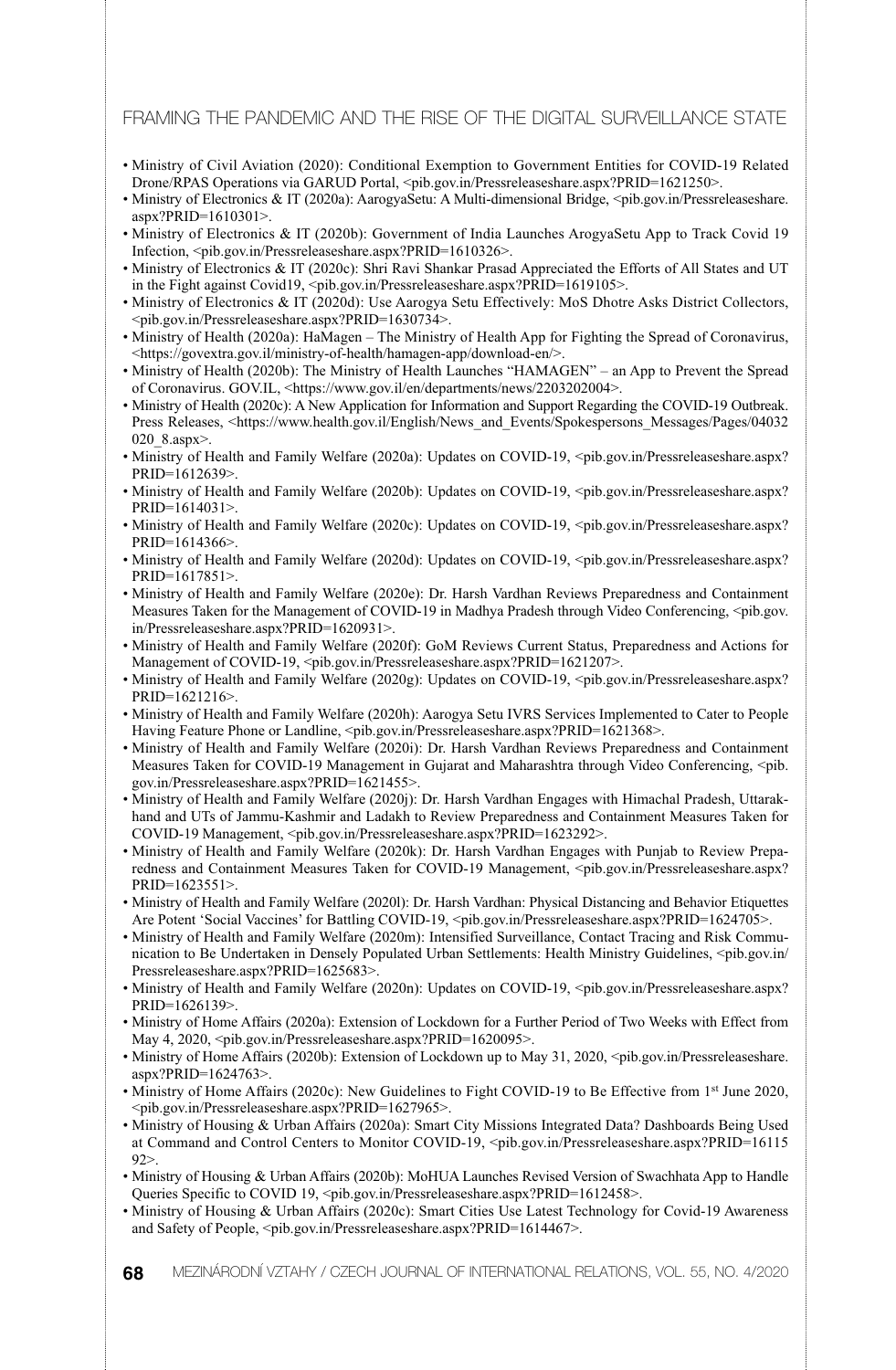- Ministry of Civil Aviation (2020): Conditional Exemption to Government Entities for COVID-19 Related Drone/RPAS Operations via GARUD Portal, <pib.gov.in/Pressreleaseshare.aspx?PRID=1621250>.
- Ministry of Electronics & IT (2020a): AarogyaSetu: A Multi-dimensional Bridge, <pib.gov.in/Pressreleaseshare.aspx?PRID=1610301>.
- Ministry of Electronics & IT (2020b): Government of India Launches ArogyaSetu App to Track Covid 19 Infection, <pib.gov.in/Pressreleaseshare.aspx?PRID=1610326>.
- Ministry of Electronics & IT (2020c): Shri Ravi Shankar Prasad Appreciated the Efforts of All States and UT in the Fight against Covid19, <pib.gov.in/Pressreleaseshare.aspx?PRID=1619105>.
- Ministry of Electronics & IT (2020d): Use Aarogya Setu Effectively: MoS Dhotre Asks District Collectors, <pib.gov.in/Pressreleaseshare.aspx?PRID=1630734>.
- Ministry of Health (2020a): HaMagen – The Ministry of Health App for Fighting the Spread of Coronavirus, <https://govextra.gov.il/ministry-of-health/hamagen-app/download-en/>.
- Ministry of Health (2020b): The Ministry of Health Launches "HAMAGEN" – an App to Prevent the Spread of Coronavirus. GOV.IL, <https://www.gov.il/en/departments/news/2203202004>.
- Ministry of Health (2020c): A New Application for Information and Support Regarding the COVID-19 Outbreak. Press Releases, <https://www.health.gov.il/English/News_and_Events/Spokespersons_Messages/Pages/04032020_8.aspx>.
- Ministry of Health and Family Welfare (2020a): Updates on COVID-19, <pib.gov.in/Pressreleaseshare.aspx?PRID=1612639>.
- Ministry of Health and Family Welfare (2020b): Updates on COVID-19, <pib.gov.in/Pressreleaseshare.aspx?PRID=1614031>.
- Ministry of Health and Family Welfare (2020c): Updates on COVID-19, <pib.gov.in/Pressreleaseshare.aspx?PRID=1614366>.
- Ministry of Health and Family Welfare (2020d): Updates on COVID-19, <pib.gov.in/Pressreleaseshare.aspx?PRID=1617851>.
- Ministry of Health and Family Welfare (2020e): Dr. Harsh Vardhan Reviews Preparedness and Containment Measures Taken for the Management of COVID-19 in Madhya Pradesh through Video Conferencing, <pib.gov.in/Pressreleaseshare.aspx?PRID=1620931>.
- Ministry of Health and Family Welfare (2020f): GoM Reviews Current Status, Preparedness and Actions for Management of COVID-19, <pib.gov.in/Pressreleaseshare.aspx?PRID=1621207>.
- Ministry of Health and Family Welfare (2020g): Updates on COVID-19, <pib.gov.in/Pressreleaseshare.aspx?PRID=1621216>.
- Ministry of Health and Family Welfare (2020h): Aarogya Setu IVRS Services Implemented to Cater to People Having Feature Phone or Landline, <pib.gov.in/Pressreleaseshare.aspx?PRID=1621368>.
- Ministry of Health and Family Welfare (2020i): Dr. Harsh Vardhan Reviews Preparedness and Containment Measures Taken for COVID-19 Management in Gujarat and Maharashtra through Video Conferencing, <pib.gov.in/Pressreleaseshare.aspx?PRID=1621455>.
- Ministry of Health and Family Welfare (2020j): Dr. Harsh Vardhan Engages with Himachal Pradesh, Uttarakhand and UTs of Jammu-Kashmir and Ladakh to Review Preparedness and Containment Measures Taken for COVID-19 Management, <pib.gov.in/Pressreleaseshare.aspx?PRID=1623292>.
- Ministry of Health and Family Welfare (2020k): Dr. Harsh Vardhan Engages with Punjab to Review Preparedness and Containment Measures Taken for COVID-19 Management, <pib.gov.in/Pressreleaseshare.aspx?PRID=1623551>.
- Ministry of Health and Family Welfare (2020l): Dr. Harsh Vardhan: Physical Distancing and Behavior Etiquettes Are Potent 'Social Vaccines' for Battling COVID-19, <pib.gov.in/Pressreleaseshare.aspx?PRID=1624705>.
- Ministry of Health and Family Welfare (2020m): Intensified Surveillance, Contact Tracing and Risk Communication to Be Undertaken in Densely Populated Urban Settlements: Health Ministry Guidelines, <pib.gov.in/Pressreleaseshare.aspx?PRID=1625683>.
- Ministry of Health and Family Welfare (2020n): Updates on COVID-19, <pib.gov.in/Pressreleaseshare.aspx?PRID=1626139>.
- Ministry of Home Affairs (2020a): Extension of Lockdown for a Further Period of Two Weeks with Effect from May 4, 2020, <pib.gov.in/Pressreleaseshare.aspx?PRID=1620095>.
- Ministry of Home Affairs (2020b): Extension of Lockdown up to May 31, 2020, <pib.gov.in/Pressreleaseshare.aspx?PRID=1624763>.
- Ministry of Home Affairs (2020c): New Guidelines to Fight COVID-19 to Be Effective from 1st June 2020, <pib.gov.in/Pressreleaseshare.aspx?PRID=1627965>.
- Ministry of Housing & Urban Affairs (2020a): Smart City Missions Integrated Data? Dashboards Being Used at Command and Control Centers to Monitor COVID-19, <pib.gov.in/Pressreleaseshare.aspx?PRID=1611592>.
- Ministry of Housing & Urban Affairs (2020b): MoHUA Launches Revised Version of Swachhata App to Handle Queries Specific to COVID 19, <pib.gov.in/Pressreleaseshare.aspx?PRID=1612458>.
- Ministry of Housing & Urban Affairs (2020c): Smart Cities Use Latest Technology for Covid-19 Awareness and Safety of People, <pib.gov.in/Pressreleaseshare.aspx?PRID=1614467>.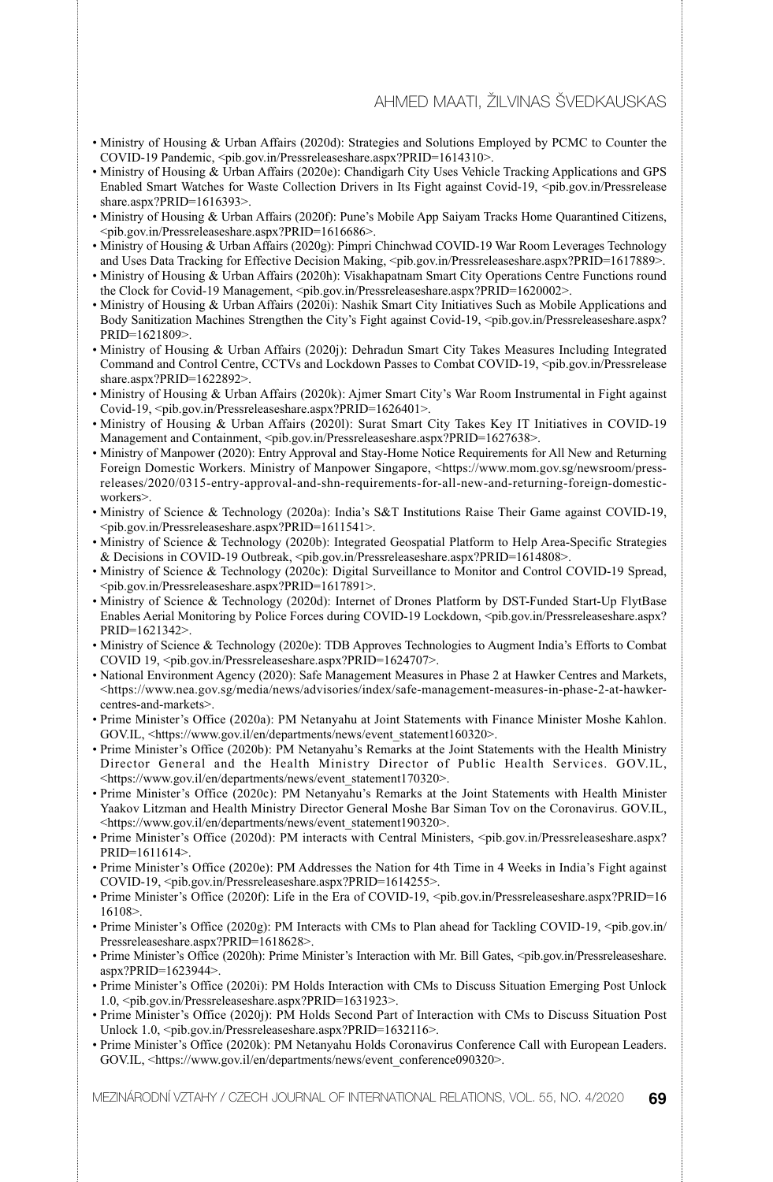- Ministry of Housing & Urban Affairs (2020d): Strategies and Solutions Employed by PCMC to Counter the COVID-19 Pandemic, <pib.gov.in/Pressreleaseshare.aspx?PRID=1614310>.
- Ministry of Housing & Urban Affairs (2020e): Chandigarh City Uses Vehicle Tracking Applications and GPS Enabled Smart Watches for Waste Collection Drivers in Its Fight against Covid-19, <pib.gov.in/Pressreleaseshare.aspx?PRID=1616393>.
- Ministry of Housing & Urban Affairs (2020f): Pune's Mobile App Saiyam Tracks Home Quarantined Citizens, <pib.gov.in/Pressreleaseshare.aspx?PRID=1616686>.
- Ministry of Housing & Urban Affairs (2020g): Pimpri Chinchwad COVID-19 War Room Leverages Technology and Uses Data Tracking for Effective Decision Making, <pib.gov.in/Pressreleaseshare.aspx?PRID=1617889>.
- Ministry of Housing & Urban Affairs (2020h): Visakhapatnam Smart City Operations Centre Functions round the Clock for Covid-19 Management, <pib.gov.in/Pressreleaseshare.aspx?PRID=1620002>.
- Ministry of Housing & Urban Affairs (2020i): Nashik Smart City Initiatives Such as Mobile Applications and Body Sanitization Machines Strengthen the City's Fight against Covid-19, <pib.gov.in/Pressreleaseshare.aspx?PRID=1621809>.
- Ministry of Housing & Urban Affairs (2020j): Dehradun Smart City Takes Measures Including Integrated Command and Control Centre, CCTVs and Lockdown Passes to Combat COVID-19, <pib.gov.in/Pressreleaseshare.aspx?PRID=1622892>.
- Ministry of Housing & Urban Affairs (2020k): Ajmer Smart City's War Room Instrumental in Fight against Covid-19, <pib.gov.in/Pressreleaseshare.aspx?PRID=1626401>.
- Ministry of Housing & Urban Affairs (2020l): Surat Smart City Takes Key IT Initiatives in COVID-19 Management and Containment, <pib.gov.in/Pressreleaseshare.aspx?PRID=1627638>.
- Ministry of Manpower (2020): Entry Approval and Stay-Home Notice Requirements for All New and Returning Foreign Domestic Workers. Ministry of Manpower Singapore, <https://www.mom.gov.sg/newsroom/press-releases/2020/0315-entry-approval-and-shn-requirements-for-all-new-and-returning-foreign-domestic-workers>.
- Ministry of Science & Technology (2020a): India's S&T Institutions Raise Their Game against COVID-19, <pib.gov.in/Pressreleaseshare.aspx?PRID=1611541>.
- Ministry of Science & Technology (2020b): Integrated Geospatial Platform to Help Area-Specific Strategies & Decisions in COVID-19 Outbreak, <pib.gov.in/Pressreleaseshare.aspx?PRID=1614808>.
- Ministry of Science & Technology (2020c): Digital Surveillance to Monitor and Control COVID-19 Spread, <pib.gov.in/Pressreleaseshare.aspx?PRID=1617891>.
- Ministry of Science & Technology (2020d): Internet of Drones Platform by DST-Funded Start-Up FlytBase Enables Aerial Monitoring by Police Forces during COVID-19 Lockdown, <pib.gov.in/Pressreleaseshare.aspx?PRID=1621342>.
- Ministry of Science & Technology (2020e): TDB Approves Technologies to Augment India's Efforts to Combat COVID 19, <pib.gov.in/Pressreleaseshare.aspx?PRID=1624707>.
- National Environment Agency (2020): Safe Management Measures in Phase 2 at Hawker Centres and Markets, <https://www.nea.gov.sg/media/news/advisories/index/safe-management-measures-in-phase-2-at-hawker-centres-and-markets>.
- Prime Minister's Office (2020a): PM Netanyahu at Joint Statements with Finance Minister Moshe Kahlon. GOV.IL, <https://www.gov.il/en/departments/news/event_statement160320>.
- Prime Minister's Office (2020b): PM Netanyahu's Remarks at the Joint Statements with the Health Ministry Director General and the Health Ministry Director of Public Health Services. GOV.IL, <https://www.gov.il/en/departments/news/event_statement170320>.
- Prime Minister's Office (2020c): PM Netanyahu's Remarks at the Joint Statements with Health Minister Yaakov Litzman and Health Ministry Director General Moshe Bar Siman Tov on the Coronavirus. GOV.IL, <https://www.gov.il/en/departments/news/event_statement190320>.
- Prime Minister's Office (2020d): PM interacts with Central Ministers, <pib.gov.in/Pressreleaseshare.aspx?PRID=1611614>.
- Prime Minister's Office (2020e): PM Addresses the Nation for 4th Time in 4 Weeks in India's Fight against COVID-19, <pib.gov.in/Pressreleaseshare.aspx?PRID=1614255>.
- Prime Minister's Office (2020f): Life in the Era of COVID-19, <pib.gov.in/Pressreleaseshare.aspx?PRID=1616108>.
- Prime Minister's Office (2020g): PM Interacts with CMs to Plan ahead for Tackling COVID-19, <pib.gov.in/Pressreleaseshare.aspx?PRID=1618628>.
- Prime Minister's Office (2020h): Prime Minister's Interaction with Mr. Bill Gates, <pib.gov.in/Pressreleaseshare.aspx?PRID=1623944>.
- Prime Minister's Office (2020i): PM Holds Interaction with CMs to Discuss Situation Emerging Post Unlock 1.0, <pib.gov.in/Pressreleaseshare.aspx?PRID=1631923>.
- Prime Minister's Office (2020j): PM Holds Second Part of Interaction with CMs to Discuss Situation Post Unlock 1.0, <pib.gov.in/Pressreleaseshare.aspx?PRID=1632116>.
- Prime Minister's Office (2020k): PM Netanyahu Holds Coronavirus Conference Call with European Leaders. GOV.IL, <https://www.gov.il/en/departments/news/event_conference090320>.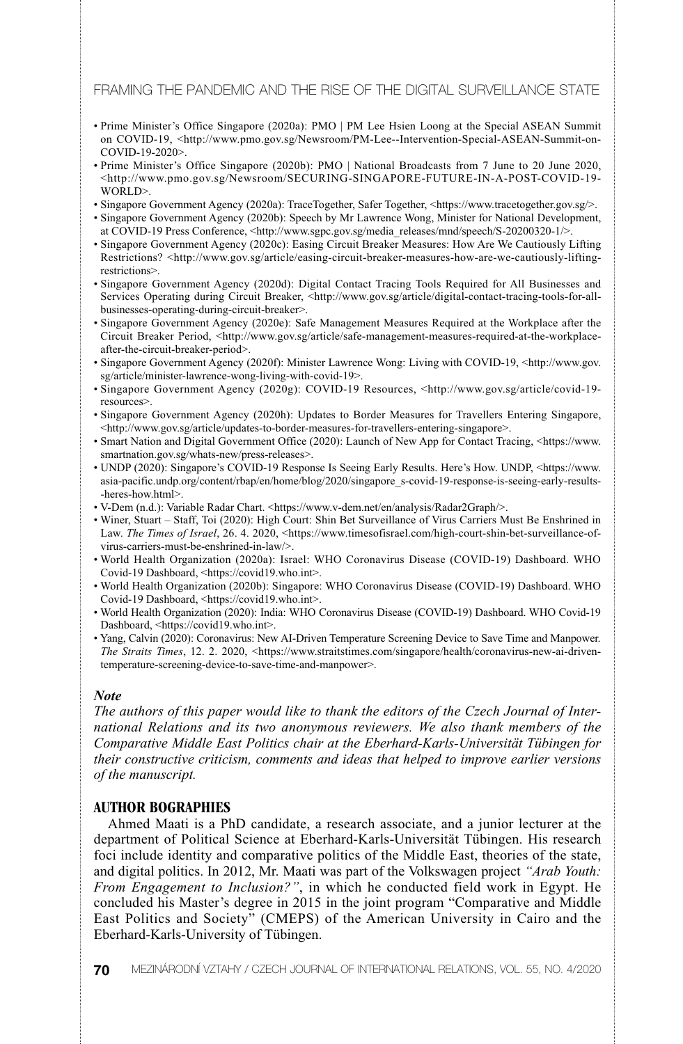- Prime Minister's Office Singapore (2020a): PMO | PM Lee Hsien Loong at the Special ASEAN Summit on COVID-19, <http://www.pmo.gov.sg/Newsroom/PM-Lee--Intervention-Special-ASEAN-Summit-on-COVID-19-2020>.
- Prime Minister's Office Singapore (2020b): PMO | National Broadcasts from 7 June to 20 June 2020, <http://www.pmo.gov.sg/Newsroom/SECURING-SINGAPORE-FUTURE-IN-A-POST-COVID-19-WORLD>.
- Singapore Government Agency (2020a): TraceTogether, Safer Together, <https://www.tracetogether.gov.sg/>.
- Singapore Government Agency (2020b): Speech by Mr Lawrence Wong, Minister for National Development, at COVID-19 Press Conference, <http://www.sgpc.gov.sg/media_releases/mnd/speech/S-20200320-1/>.
- Singapore Government Agency (2020c): Easing Circuit Breaker Measures: How Are We Cautiously Lifting Restrictions? <http://www.gov.sg/article/easing-circuit-breaker-measures-how-are-we-cautiously-lifting-restrictions>.
- Singapore Government Agency (2020d): Digital Contact Tracing Tools Required for All Businesses and Services Operating during Circuit Breaker, <http://www.gov.sg/article/digital-contact-tracing-tools-for-all-businesses-operating-during-circuit-breaker>.
- Singapore Government Agency (2020e): Safe Management Measures Required at the Workplace after the Circuit Breaker Period, <http://www.gov.sg/article/safe-management-measures-required-at-the-workplace-after-the-circuit-breaker-period>.
- Singapore Government Agency (2020f): Minister Lawrence Wong: Living with COVID-19, <http://www.gov.sg/article/minister-lawrence-wong-living-with-covid-19>.
- Singapore Government Agency (2020g): COVID-19 Resources, <http://www.gov.sg/article/covid-19-resources>.
- Singapore Government Agency (2020h): Updates to Border Measures for Travellers Entering Singapore, <http://www.gov.sg/article/updates-to-border-measures-for-travellers-entering-singapore>.
- Smart Nation and Digital Government Office (2020): Launch of New App for Contact Tracing, <https://www.smartnation.gov.sg/whats-new/press-releases>.
- UNDP (2020): Singapore's COVID-19 Response Is Seeing Early Results. Here's How. UNDP, <https://www.asia-pacific.undp.org/content/rbap/en/home/blog/2020/singapore_s-covid-19-response-is-seeing-early-results--heres-how.html>.
- V-Dem (n.d.): Variable Radar Chart. <https://www.v-dem.net/en/analysis/Radar2Graph/>.
- Winer, Stuart – Staff, Toi (2020): High Court: Shin Bet Surveillance of Virus Carriers Must Be Enshrined in Law. *The Times of Israel*, 26. 4. 2020, <https://www.timesofisrael.com/high-court-shin-bet-surveillance-of-virus-carriers-must-be-enshrined-in-law/>.
- World Health Organization (2020a): Israel: WHO Coronavirus Disease (COVID-19) Dashboard. WHO Covid-19 Dashboard, <https://covid19.who.int>.
- World Health Organization (2020b): Singapore: WHO Coronavirus Disease (COVID-19) Dashboard. WHO Covid-19 Dashboard, <https://covid19.who.int>.
- World Health Organization (2020): India: WHO Coronavirus Disease (COVID-19) Dashboard. WHO Covid-19 Dashboard, <https://covid19.who.int>.
- Yang, Calvin (2020): Coronavirus: New AI-Driven Temperature Screening Device to Save Time and Manpower. *The Straits Times*, 12. 2. 2020, <https://www.straitstimes.com/singapore/health/coronavirus-new-ai-driven-temperature-screening-device-to-save-time-and-manpower>.

***Note***

*The authors of this paper would like to thank the editors of the Czech Journal of International Relations and its two anonymous reviewers. We also thank members of the Comparative Middle East Politics chair at the Eberhard-Karls-Universität Tübingen for their constructive criticism, comments and ideas that helped to improve earlier versions of the manuscript.*

## AUTHOR BOGRAPHIES

Ahmed Maati is a PhD candidate, a research associate, and a junior lecturer at the department of Political Science at Eberhard-Karls-Universität Tübingen. His research foci include identity and comparative politics of the Middle East, theories of the state, and digital politics. In 2012, Mr. Maati was part of the Volkswagen project *"Arab Youth: From Engagement to Inclusion?"*, in which he conducted field work in Egypt. He concluded his Master's degree in 2015 in the joint program "Comparative and Middle East Politics and Society" (CMEPS) of the American University in Cairo and the Eberhard-Karls-University of Tübingen.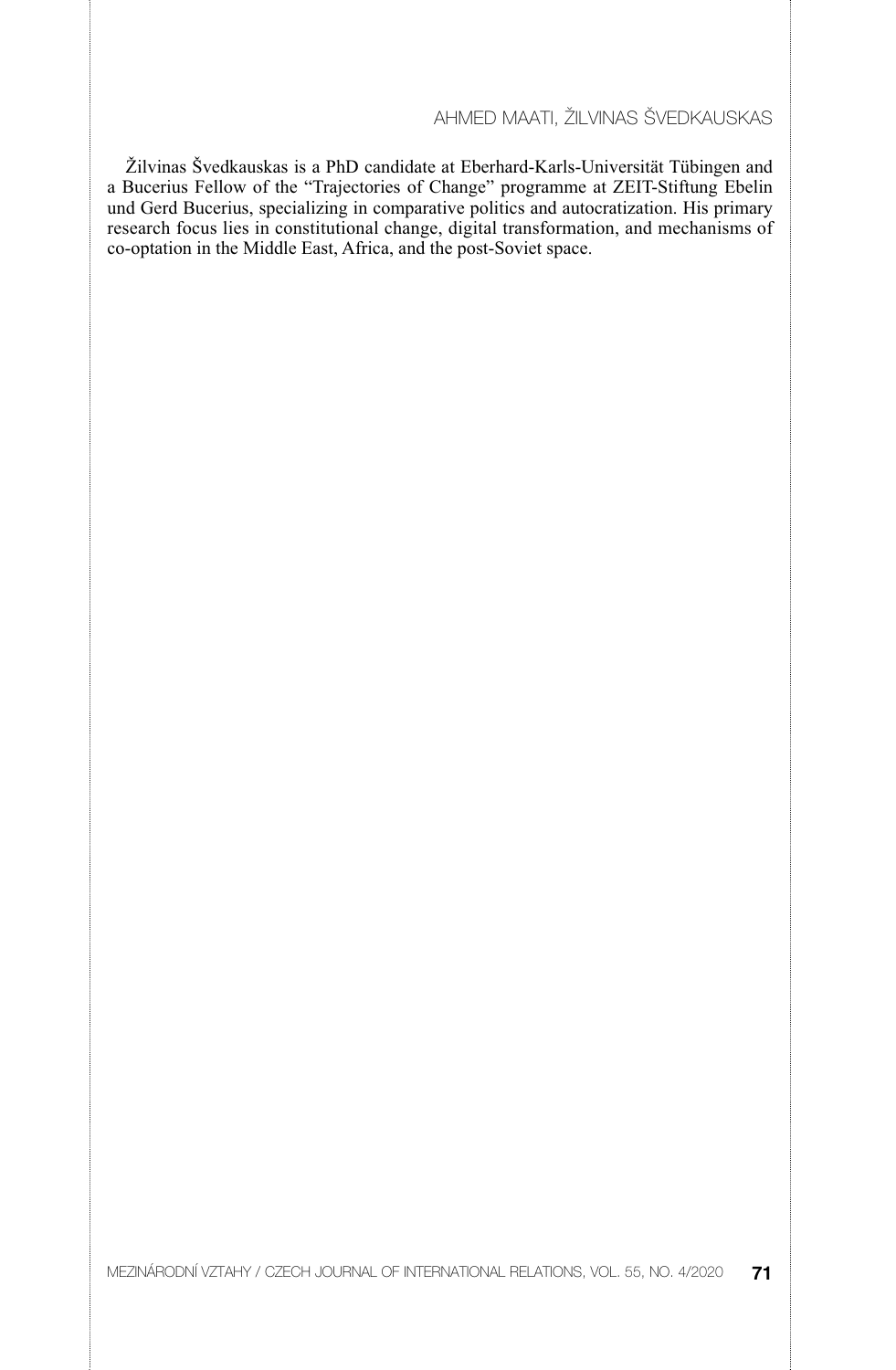Žilvinas Švedkauskas is a PhD candidate at Eberhard-Karls-Universität Tübingen and a Bucerius Fellow of the "Trajectories of Change" programme at ZEIT-Stiftung Ebelin und Gerd Bucerius, specializing in comparative politics and autocratization. His primary research focus lies in constitutional change, digital transformation, and mechanisms of co-optation in the Middle East, Africa, and the post-Soviet space.